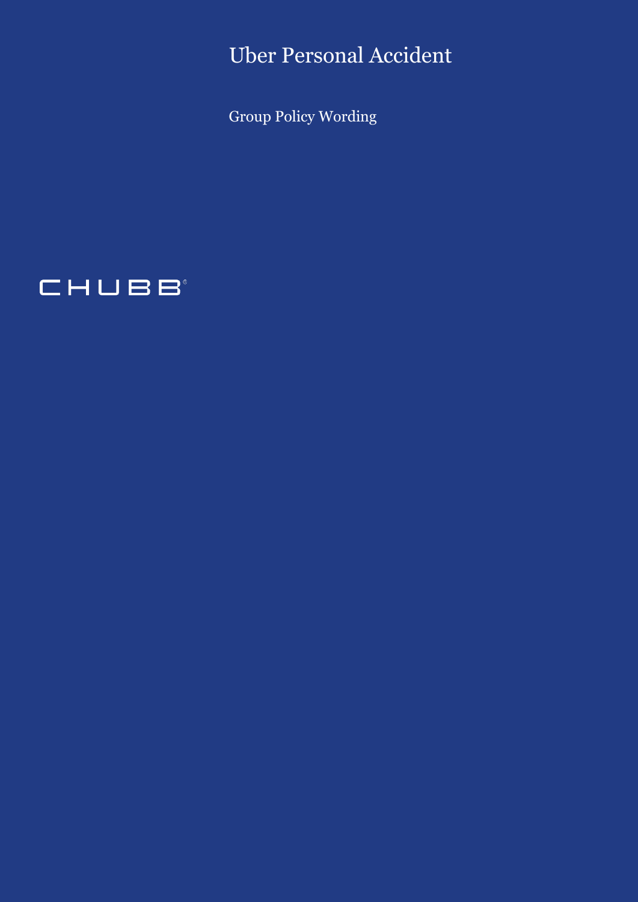# Uber Personal Accident

Group Policy Wording

CHUBB®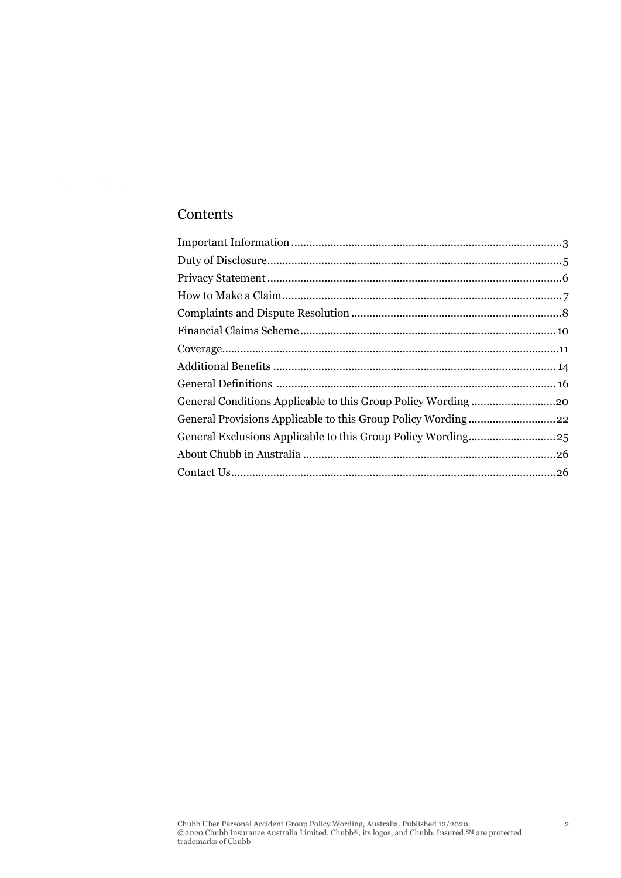## Contents

| | |
|---|---|
| Important Information | 3 |
| Duty of Disclosure | 5 |
| Privacy Statement | 6 |
| How to Make a Claim | 7 |
| Complaints and Dispute Resolution | 8 |
| Financial Claims Scheme | 10 |
| Coverage | 11 |
| Additional Benefits | 14 |
| General Definitions | 16 |
| General Conditions Applicable to this Group Policy Wording | 20 |
| General Provisions Applicable to this Group Policy Wording | 22 |
| General Exclusions Applicable to this Group Policy Wording | 25 |
| About Chubb in Australia | 26 |
| Contact Us | 26 |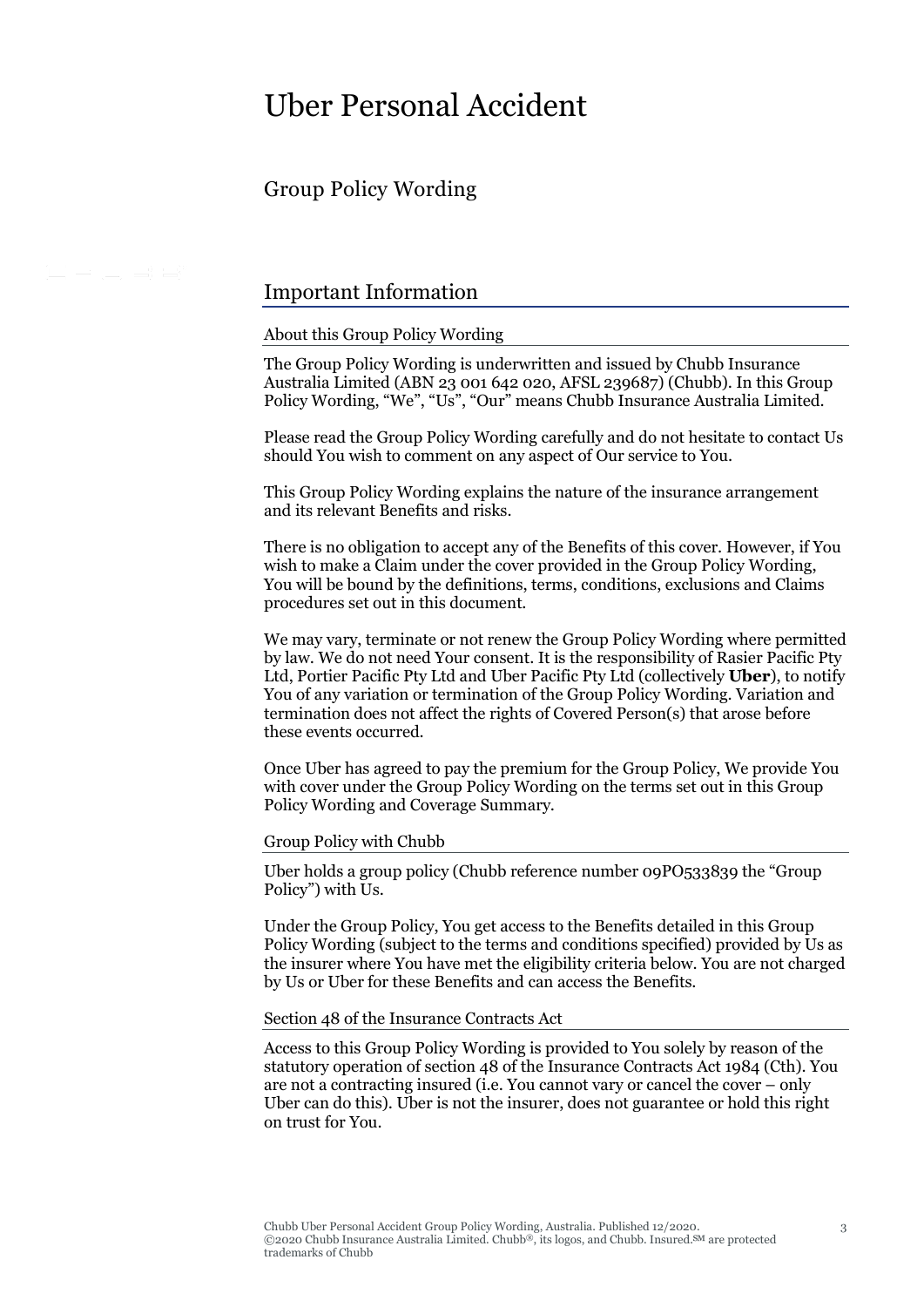# Uber Personal Accident

## Group Policy Wording

## Important Information

### About this Group Policy Wording

The Group Policy Wording is underwritten and issued by Chubb Insurance Australia Limited (ABN 23 001 642 020, AFSL 239687) (Chubb). In this Group Policy Wording, "We", "Us", "Our" means Chubb Insurance Australia Limited.

Please read the Group Policy Wording carefully and do not hesitate to contact Us should You wish to comment on any aspect of Our service to You.

This Group Policy Wording explains the nature of the insurance arrangement and its relevant Benefits and risks.

There is no obligation to accept any of the Benefits of this cover. However, if You wish to make a Claim under the cover provided in the Group Policy Wording, You will be bound by the definitions, terms, conditions, exclusions and Claims procedures set out in this document.

We may vary, terminate or not renew the Group Policy Wording where permitted by law. We do not need Your consent. It is the responsibility of Rasier Pacific Pty Ltd, Portier Pacific Pty Ltd and Uber Pacific Pty Ltd (collectively **Uber**), to notify You of any variation or termination of the Group Policy Wording. Variation and termination does not affect the rights of Covered Person(s) that arose before these events occurred.

Once Uber has agreed to pay the premium for the Group Policy, We provide You with cover under the Group Policy Wording on the terms set out in this Group Policy Wording and Coverage Summary.

### Group Policy with Chubb

Uber holds a group policy (Chubb reference number 09PO533839 the "Group Policy") with Us.

Under the Group Policy, You get access to the Benefits detailed in this Group Policy Wording (subject to the terms and conditions specified) provided by Us as the insurer where You have met the eligibility criteria below. You are not charged by Us or Uber for these Benefits and can access the Benefits.

### Section 48 of the Insurance Contracts Act

Access to this Group Policy Wording is provided to You solely by reason of the statutory operation of section 48 of the Insurance Contracts Act 1984 (Cth). You are not a contracting insured (i.e. You cannot vary or cancel the cover – only Uber can do this). Uber is not the insurer, does not guarantee or hold this right on trust for You.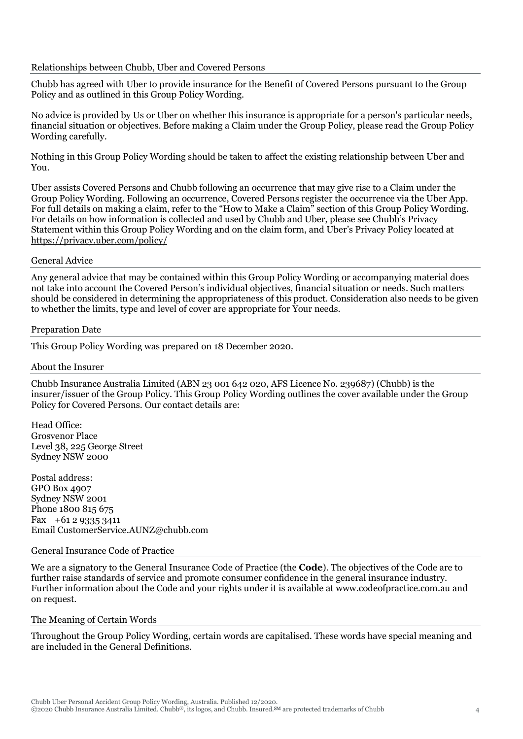## Relationships between Chubb, Uber and Covered Persons

Chubb has agreed with Uber to provide insurance for the Benefit of Covered Persons pursuant to the Group Policy and as outlined in this Group Policy Wording.

No advice is provided by Us or Uber on whether this insurance is appropriate for a person's particular needs, financial situation or objectives. Before making a Claim under the Group Policy, please read the Group Policy Wording carefully.

Nothing in this Group Policy Wording should be taken to affect the existing relationship between Uber and You.

Uber assists Covered Persons and Chubb following an occurrence that may give rise to a Claim under the Group Policy Wording. Following an occurrence, Covered Persons register the occurrence via the Uber App. For full details on making a claim, refer to the "How to Make a Claim" section of this Group Policy Wording. For details on how information is collected and used by Chubb and Uber, please see Chubb's Privacy Statement within this Group Policy Wording and on the claim form, and Uber's Privacy Policy located at https://privacy.uber.com/policy/

## General Advice

Any general advice that may be contained within this Group Policy Wording or accompanying material does not take into account the Covered Person's individual objectives, financial situation or needs. Such matters should be considered in determining the appropriateness of this product. Consideration also needs to be given to whether the limits, type and level of cover are appropriate for Your needs.

## Preparation Date

This Group Policy Wording was prepared on 18 December 2020.

## About the Insurer

Chubb Insurance Australia Limited (ABN 23 001 642 020, AFS Licence No. 239687) (Chubb) is the insurer/issuer of the Group Policy. This Group Policy Wording outlines the cover available under the Group Policy for Covered Persons. Our contact details are:

Head Office:
Grosvenor Place
Level 38, 225 George Street
Sydney NSW 2000

Postal address:
GPO Box 4907
Sydney NSW 2001
Phone 1800 815 675
Fax +61 2 9335 3411
Email CustomerService.AUNZ@chubb.com

## General Insurance Code of Practice

We are a signatory to the General Insurance Code of Practice (the **Code**). The objectives of the Code are to further raise standards of service and promote consumer confidence in the general insurance industry. Further information about the Code and your rights under it is available at www.codeofpractice.com.au and on request.

## The Meaning of Certain Words

Throughout the Group Policy Wording, certain words are capitalised. These words have special meaning and are included in the General Definitions.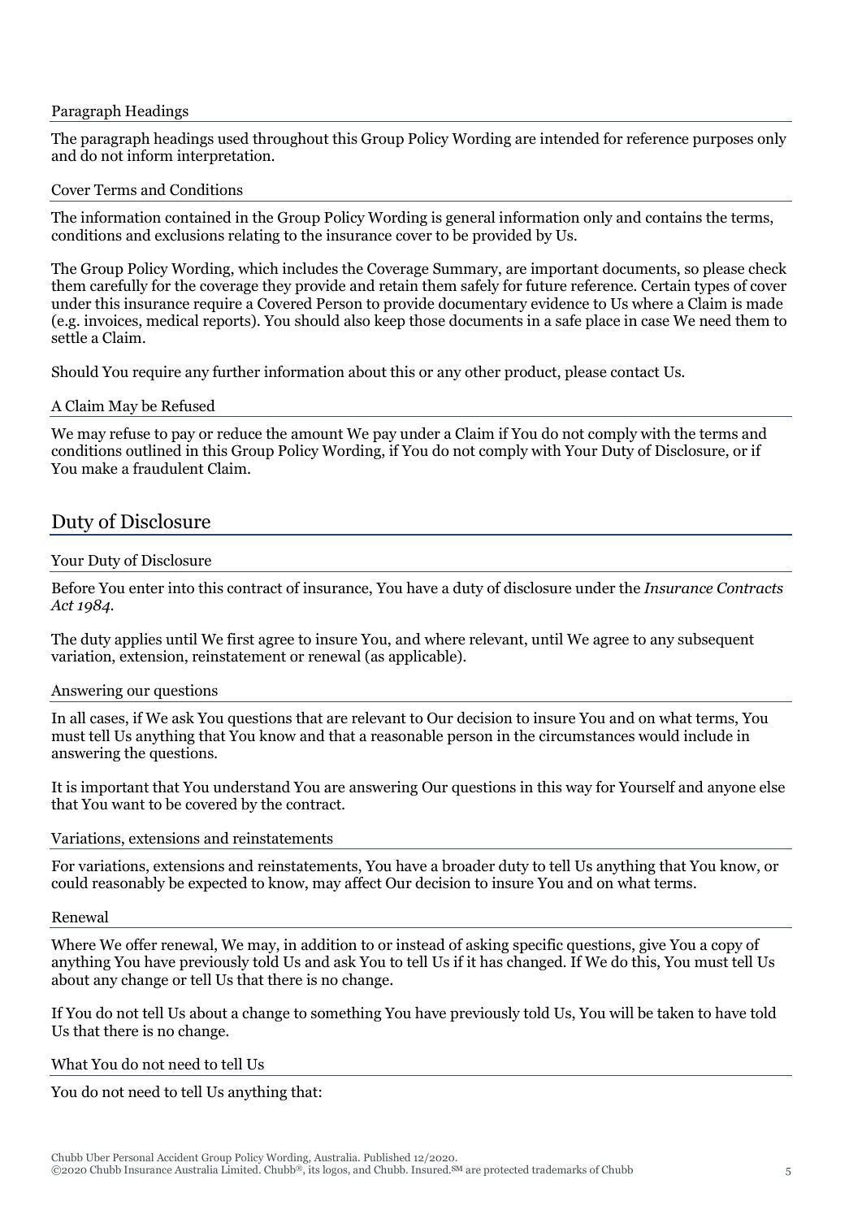### Paragraph Headings

The paragraph headings used throughout this Group Policy Wording are intended for reference purposes only and do not inform interpretation.

### Cover Terms and Conditions

The information contained in the Group Policy Wording is general information only and contains the terms, conditions and exclusions relating to the insurance cover to be provided by Us.

The Group Policy Wording, which includes the Coverage Summary, are important documents, so please check them carefully for the coverage they provide and retain them safely for future reference. Certain types of cover under this insurance require a Covered Person to provide documentary evidence to Us where a Claim is made (e.g. invoices, medical reports). You should also keep those documents in a safe place in case We need them to settle a Claim.

Should You require any further information about this or any other product, please contact Us.

### A Claim May be Refused

We may refuse to pay or reduce the amount We pay under a Claim if You do not comply with the terms and conditions outlined in this Group Policy Wording, if You do not comply with Your Duty of Disclosure, or if You make a fraudulent Claim.

## Duty of Disclosure

### Your Duty of Disclosure

Before You enter into this contract of insurance, You have a duty of disclosure under the *Insurance Contracts Act 1984*.

The duty applies until We first agree to insure You, and where relevant, until We agree to any subsequent variation, extension, reinstatement or renewal (as applicable).

### Answering our questions

In all cases, if We ask You questions that are relevant to Our decision to insure You and on what terms, You must tell Us anything that You know and that a reasonable person in the circumstances would include in answering the questions.

It is important that You understand You are answering Our questions in this way for Yourself and anyone else that You want to be covered by the contract.

### Variations, extensions and reinstatements

For variations, extensions and reinstatements, You have a broader duty to tell Us anything that You know, or could reasonably be expected to know, may affect Our decision to insure You and on what terms.

### Renewal

Where We offer renewal, We may, in addition to or instead of asking specific questions, give You a copy of anything You have previously told Us and ask You to tell Us if it has changed. If We do this, You must tell Us about any change or tell Us that there is no change.

If You do not tell Us about a change to something You have previously told Us, You will be taken to have told Us that there is no change.

### What You do not need to tell Us

You do not need to tell Us anything that: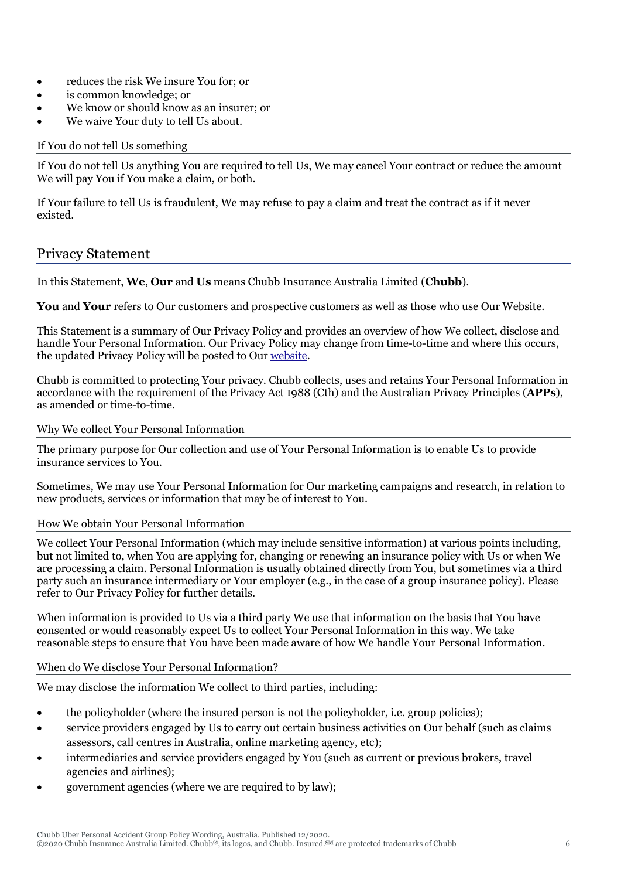- reduces the risk We insure You for; or
- is common knowledge; or
- We know or should know as an insurer; or
- We waive Your duty to tell Us about.

### If You do not tell Us something

If You do not tell Us anything You are required to tell Us, We may cancel Your contract or reduce the amount We will pay You if You make a claim, or both.

If Your failure to tell Us is fraudulent, We may refuse to pay a claim and treat the contract as if it never existed.

## Privacy Statement

In this Statement, **We**, **Our** and **Us** means Chubb Insurance Australia Limited (**Chubb**).

**You** and **Your** refers to Our customers and prospective customers as well as those who use Our Website.

This Statement is a summary of Our Privacy Policy and provides an overview of how We collect, disclose and handle Your Personal Information. Our Privacy Policy may change from time-to-time and where this occurs, the updated Privacy Policy will be posted to Our website.

Chubb is committed to protecting Your privacy. Chubb collects, uses and retains Your Personal Information in accordance with the requirement of the Privacy Act 1988 (Cth) and the Australian Privacy Principles (**APPs**), as amended or time-to-time.

### Why We collect Your Personal Information

The primary purpose for Our collection and use of Your Personal Information is to enable Us to provide insurance services to You.

Sometimes, We may use Your Personal Information for Our marketing campaigns and research, in relation to new products, services or information that may be of interest to You.

### How We obtain Your Personal Information

We collect Your Personal Information (which may include sensitive information) at various points including, but not limited to, when You are applying for, changing or renewing an insurance policy with Us or when We are processing a claim. Personal Information is usually obtained directly from You, but sometimes via a third party such an insurance intermediary or Your employer (e.g., in the case of a group insurance policy). Please refer to Our Privacy Policy for further details.

When information is provided to Us via a third party We use that information on the basis that You have consented or would reasonably expect Us to collect Your Personal Information in this way. We take reasonable steps to ensure that You have been made aware of how We handle Your Personal Information.

### When do We disclose Your Personal Information?

We may disclose the information We collect to third parties, including:

- the policyholder (where the insured person is not the policyholder, i.e. group policies);
- service providers engaged by Us to carry out certain business activities on Our behalf (such as claims assessors, call centres in Australia, online marketing agency, etc);
- intermediaries and service providers engaged by You (such as current or previous brokers, travel agencies and airlines);
- government agencies (where we are required to by law);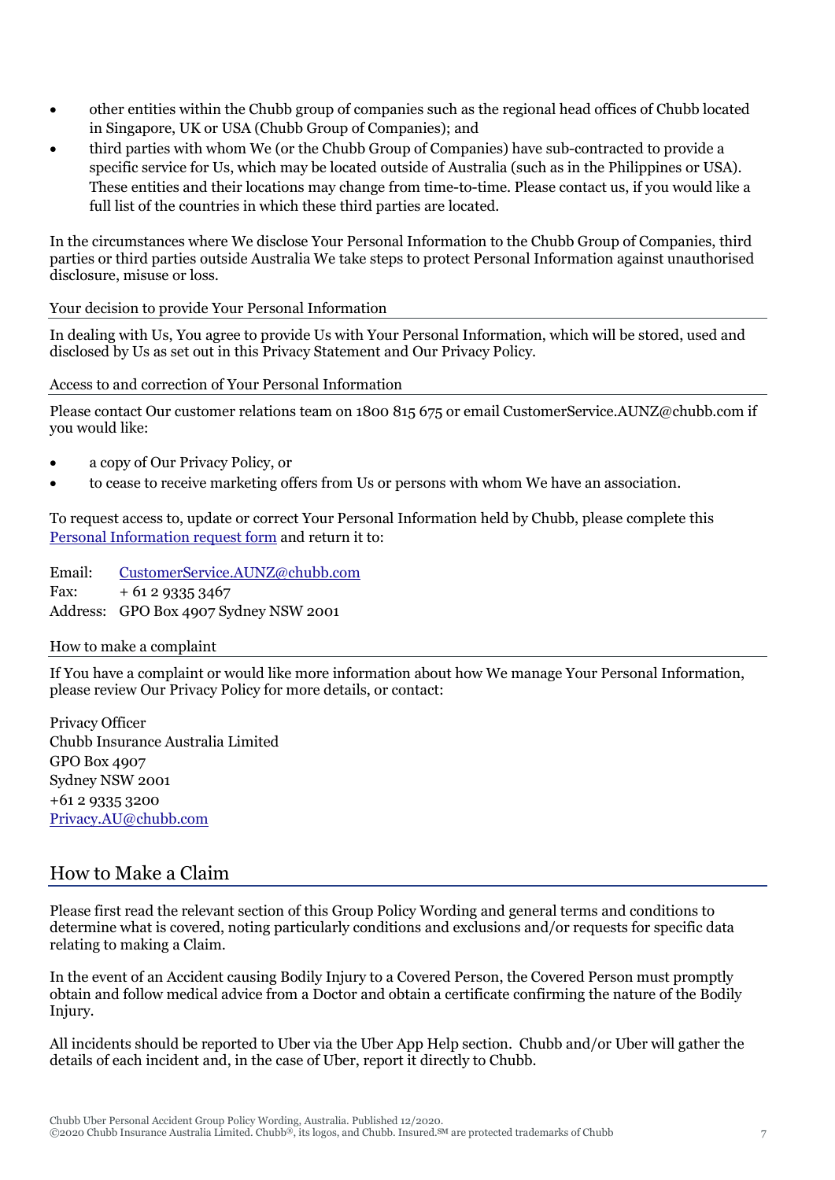- other entities within the Chubb group of companies such as the regional head offices of Chubb located in Singapore, UK or USA (Chubb Group of Companies); and
- third parties with whom We (or the Chubb Group of Companies) have sub-contracted to provide a specific service for Us, which may be located outside of Australia (such as in the Philippines or USA). These entities and their locations may change from time-to-time. Please contact us, if you would like a full list of the countries in which these third parties are located.

In the circumstances where We disclose Your Personal Information to the Chubb Group of Companies, third parties or third parties outside Australia We take steps to protect Personal Information against unauthorised disclosure, misuse or loss.

### Your decision to provide Your Personal Information

In dealing with Us, You agree to provide Us with Your Personal Information, which will be stored, used and disclosed by Us as set out in this Privacy Statement and Our Privacy Policy.

### Access to and correction of Your Personal Information

Please contact Our customer relations team on 1800 815 675 or email CustomerService.AUNZ@chubb.com if you would like:

- a copy of Our Privacy Policy, or
- to cease to receive marketing offers from Us or persons with whom We have an association.

To request access to, update or correct Your Personal Information held by Chubb, please complete this Personal Information request form and return it to:

Email: CustomerService.AUNZ@chubb.com
Fax: + 61 2 9335 3467
Address: GPO Box 4907 Sydney NSW 2001

### How to make a complaint

If You have a complaint or would like more information about how We manage Your Personal Information, please review Our Privacy Policy for more details, or contact:

Privacy Officer
Chubb Insurance Australia Limited
GPO Box 4907
Sydney NSW 2001
+61 2 9335 3200
Privacy.AU@chubb.com

## How to Make a Claim

Please first read the relevant section of this Group Policy Wording and general terms and conditions to determine what is covered, noting particularly conditions and exclusions and/or requests for specific data relating to making a Claim.

In the event of an Accident causing Bodily Injury to a Covered Person, the Covered Person must promptly obtain and follow medical advice from a Doctor and obtain a certificate confirming the nature of the Bodily Injury.

All incidents should be reported to Uber via the Uber App Help section. Chubb and/or Uber will gather the details of each incident and, in the case of Uber, report it directly to Chubb.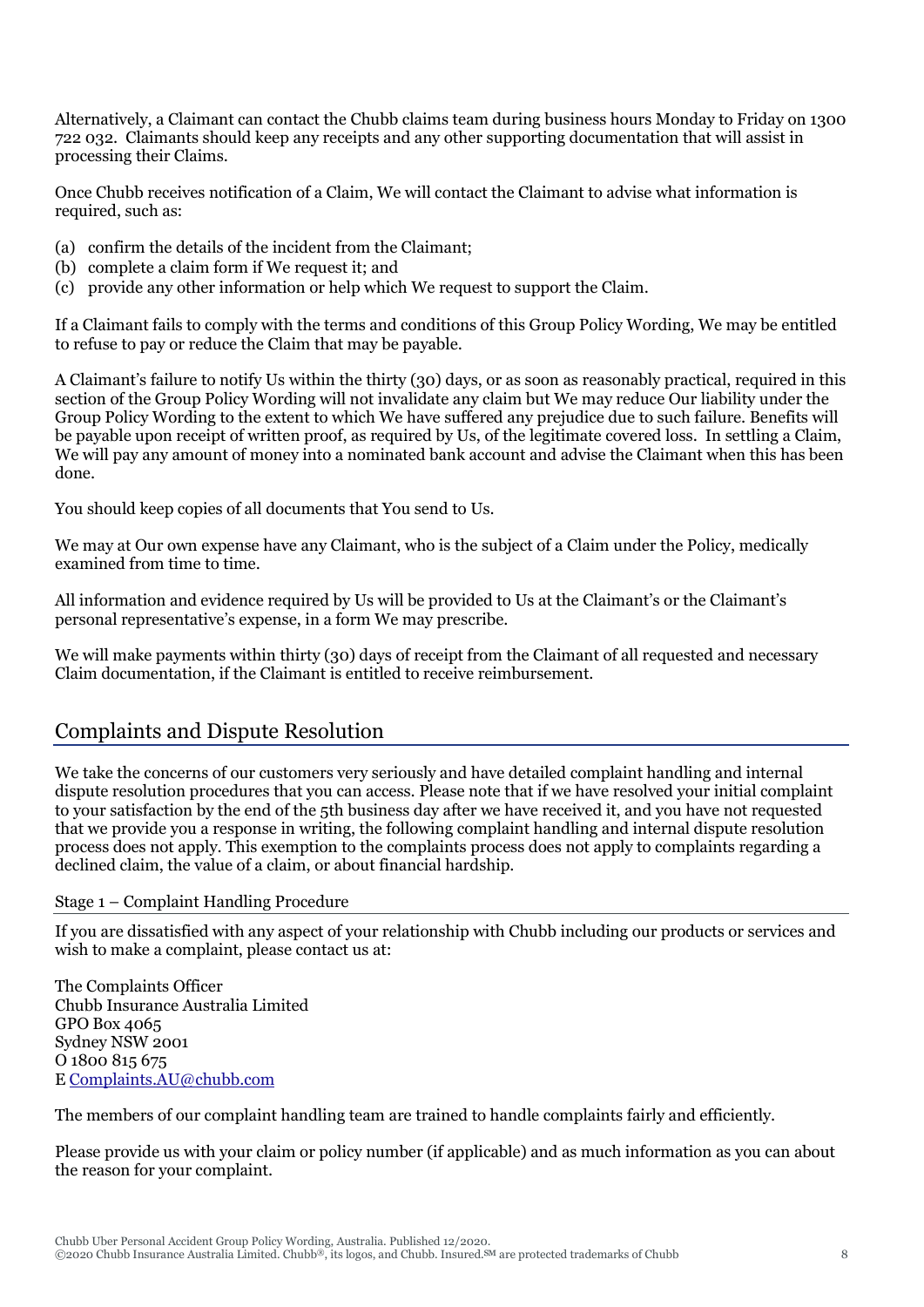Alternatively, a Claimant can contact the Chubb claims team during business hours Monday to Friday on 1300 722 032. Claimants should keep any receipts and any other supporting documentation that will assist in processing their Claims.

Once Chubb receives notification of a Claim, We will contact the Claimant to advise what information is required, such as:

(a) confirm the details of the incident from the Claimant;
(b) complete a claim form if We request it; and
(c) provide any other information or help which We request to support the Claim.

If a Claimant fails to comply with the terms and conditions of this Group Policy Wording, We may be entitled to refuse to pay or reduce the Claim that may be payable.

A Claimant's failure to notify Us within the thirty (30) days, or as soon as reasonably practical, required in this section of the Group Policy Wording will not invalidate any claim but We may reduce Our liability under the Group Policy Wording to the extent to which We have suffered any prejudice due to such failure. Benefits will be payable upon receipt of written proof, as required by Us, of the legitimate covered loss. In settling a Claim, We will pay any amount of money into a nominated bank account and advise the Claimant when this has been done.

You should keep copies of all documents that You send to Us.

We may at Our own expense have any Claimant, who is the subject of a Claim under the Policy, medically examined from time to time.

All information and evidence required by Us will be provided to Us at the Claimant's or the Claimant's personal representative's expense, in a form We may prescribe.

We will make payments within thirty (30) days of receipt from the Claimant of all requested and necessary Claim documentation, if the Claimant is entitled to receive reimbursement.

## Complaints and Dispute Resolution

We take the concerns of our customers very seriously and have detailed complaint handling and internal dispute resolution procedures that you can access. Please note that if we have resolved your initial complaint to your satisfaction by the end of the 5th business day after we have received it, and you have not requested that we provide you a response in writing, the following complaint handling and internal dispute resolution process does not apply. This exemption to the complaints process does not apply to complaints regarding a declined claim, the value of a claim, or about financial hardship.

### Stage 1 – Complaint Handling Procedure

If you are dissatisfied with any aspect of your relationship with Chubb including our products or services and wish to make a complaint, please contact us at:

The Complaints Officer
Chubb Insurance Australia Limited
GPO Box 4065
Sydney NSW 2001
O 1800 815 675
E Complaints.AU@chubb.com

The members of our complaint handling team are trained to handle complaints fairly and efficiently.

Please provide us with your claim or policy number (if applicable) and as much information as you can about the reason for your complaint.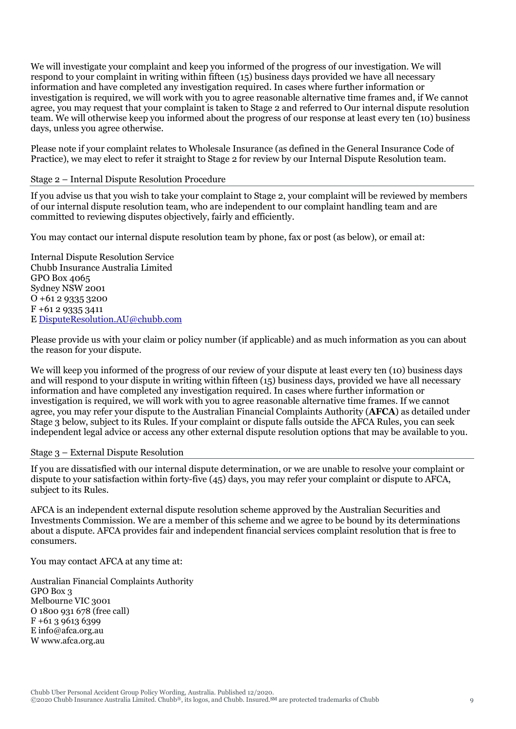We will investigate your complaint and keep you informed of the progress of our investigation. We will respond to your complaint in writing within fifteen (15) business days provided we have all necessary information and have completed any investigation required. In cases where further information or investigation is required, we will work with you to agree reasonable alternative time frames and, if We cannot agree, you may request that your complaint is taken to Stage 2 and referred to Our internal dispute resolution team. We will otherwise keep you informed about the progress of our response at least every ten (10) business days, unless you agree otherwise.

Please note if your complaint relates to Wholesale Insurance (as defined in the General Insurance Code of Practice), we may elect to refer it straight to Stage 2 for review by our Internal Dispute Resolution team.

### Stage 2 – Internal Dispute Resolution Procedure

If you advise us that you wish to take your complaint to Stage 2, your complaint will be reviewed by members of our internal dispute resolution team, who are independent to our complaint handling team and are committed to reviewing disputes objectively, fairly and efficiently.

You may contact our internal dispute resolution team by phone, fax or post (as below), or email at:

Internal Dispute Resolution Service
Chubb Insurance Australia Limited
GPO Box 4065
Sydney NSW 2001
O +61 2 9335 3200
F +61 2 9335 3411
E DisputeResolution.AU@chubb.com

Please provide us with your claim or policy number (if applicable) and as much information as you can about the reason for your dispute.

We will keep you informed of the progress of our review of your dispute at least every ten (10) business days and will respond to your dispute in writing within fifteen (15) business days, provided we have all necessary information and have completed any investigation required. In cases where further information or investigation is required, we will work with you to agree reasonable alternative time frames. If we cannot agree, you may refer your dispute to the Australian Financial Complaints Authority (**AFCA**) as detailed under Stage 3 below, subject to its Rules. If your complaint or dispute falls outside the AFCA Rules, you can seek independent legal advice or access any other external dispute resolution options that may be available to you.

### Stage 3 – External Dispute Resolution

If you are dissatisfied with our internal dispute determination, or we are unable to resolve your complaint or dispute to your satisfaction within forty-five (45) days, you may refer your complaint or dispute to AFCA, subject to its Rules.

AFCA is an independent external dispute resolution scheme approved by the Australian Securities and Investments Commission. We are a member of this scheme and we agree to be bound by its determinations about a dispute. AFCA provides fair and independent financial services complaint resolution that is free to consumers.

You may contact AFCA at any time at:

Australian Financial Complaints Authority
GPO Box 3
Melbourne VIC 3001
O 1800 931 678 (free call)
F +61 3 9613 6399
E info@afca.org.au
W www.afca.org.au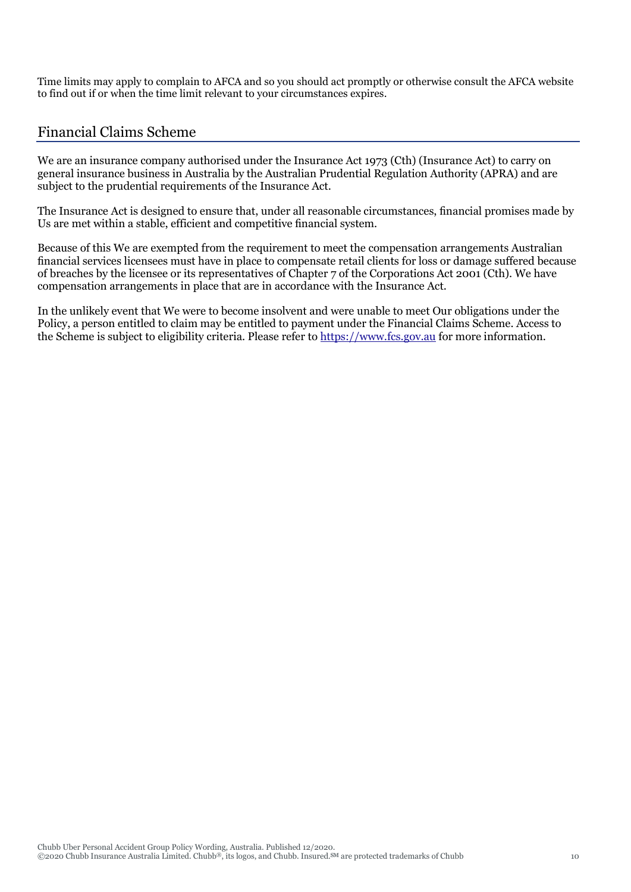Time limits may apply to complain to AFCA and so you should act promptly or otherwise consult the AFCA website to find out if or when the time limit relevant to your circumstances expires.

## Financial Claims Scheme

We are an insurance company authorised under the Insurance Act 1973 (Cth) (Insurance Act) to carry on general insurance business in Australia by the Australian Prudential Regulation Authority (APRA) and are subject to the prudential requirements of the Insurance Act.

The Insurance Act is designed to ensure that, under all reasonable circumstances, financial promises made by Us are met within a stable, efficient and competitive financial system.

Because of this We are exempted from the requirement to meet the compensation arrangements Australian financial services licensees must have in place to compensate retail clients for loss or damage suffered because of breaches by the licensee or its representatives of Chapter 7 of the Corporations Act 2001 (Cth). We have compensation arrangements in place that are in accordance with the Insurance Act.

In the unlikely event that We were to become insolvent and were unable to meet Our obligations under the Policy, a person entitled to claim may be entitled to payment under the Financial Claims Scheme. Access to the Scheme is subject to eligibility criteria. Please refer to [https://www.fcs.gov.au](https://www.fcs.gov.au) for more information.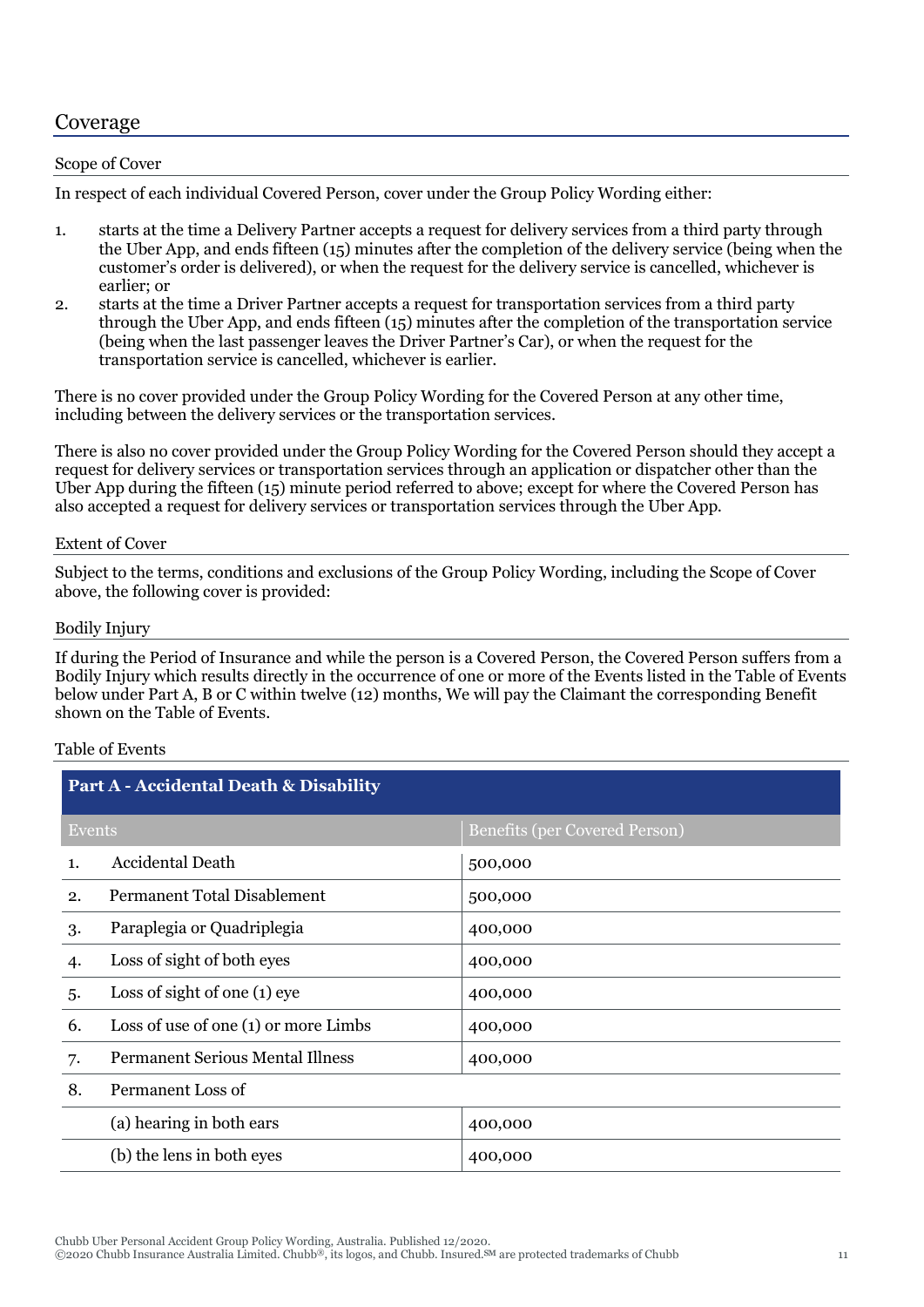## Coverage

### Scope of Cover

In respect of each individual Covered Person, cover under the Group Policy Wording either:

1. starts at the time a Delivery Partner accepts a request for delivery services from a third party through the Uber App, and ends fifteen (15) minutes after the completion of the delivery service (being when the customer's order is delivered), or when the request for the delivery service is cancelled, whichever is earlier; or
2. starts at the time a Driver Partner accepts a request for transportation services from a third party through the Uber App, and ends fifteen (15) minutes after the completion of the transportation service (being when the last passenger leaves the Driver Partner's Car), or when the request for the transportation service is cancelled, whichever is earlier.

There is no cover provided under the Group Policy Wording for the Covered Person at any other time, including between the delivery services or the transportation services.

There is also no cover provided under the Group Policy Wording for the Covered Person should they accept a request for delivery services or transportation services through an application or dispatcher other than the Uber App during the fifteen (15) minute period referred to above; except for where the Covered Person has also accepted a request for delivery services or transportation services through the Uber App.

### Extent of Cover

Subject to the terms, conditions and exclusions of the Group Policy Wording, including the Scope of Cover above, the following cover is provided:

### Bodily Injury

If during the Period of Insurance and while the person is a Covered Person, the Covered Person suffers from a Bodily Injury which results directly in the occurrence of one or more of the Events listed in the Table of Events below under Part A, B or C within twelve (12) months, We will pay the Claimant the corresponding Benefit shown on the Table of Events.

### Table of Events

| **Part A - Accidental Death & Disability** | |
|---|---|
| Events | Benefits (per Covered Person) |
| 1. Accidental Death | 500,000 |
| 2. Permanent Total Disablement | 500,000 |
| 3. Paraplegia or Quadriplegia | 400,000 |
| 4. Loss of sight of both eyes | 400,000 |
| 5. Loss of sight of one (1) eye | 400,000 |
| 6. Loss of use of one (1) or more Limbs | 400,000 |
| 7. Permanent Serious Mental Illness | 400,000 |
| 8. Permanent Loss of | |
| (a) hearing in both ears | 400,000 |
| (b) the lens in both eyes | 400,000 |

Chubb Uber Personal Accident Group Policy Wording, Australia. Published 12/2020.
©2020 Chubb Insurance Australia Limited. Chubb®, its logos, and Chubb. Insured.℠ are protected trademarks of Chubb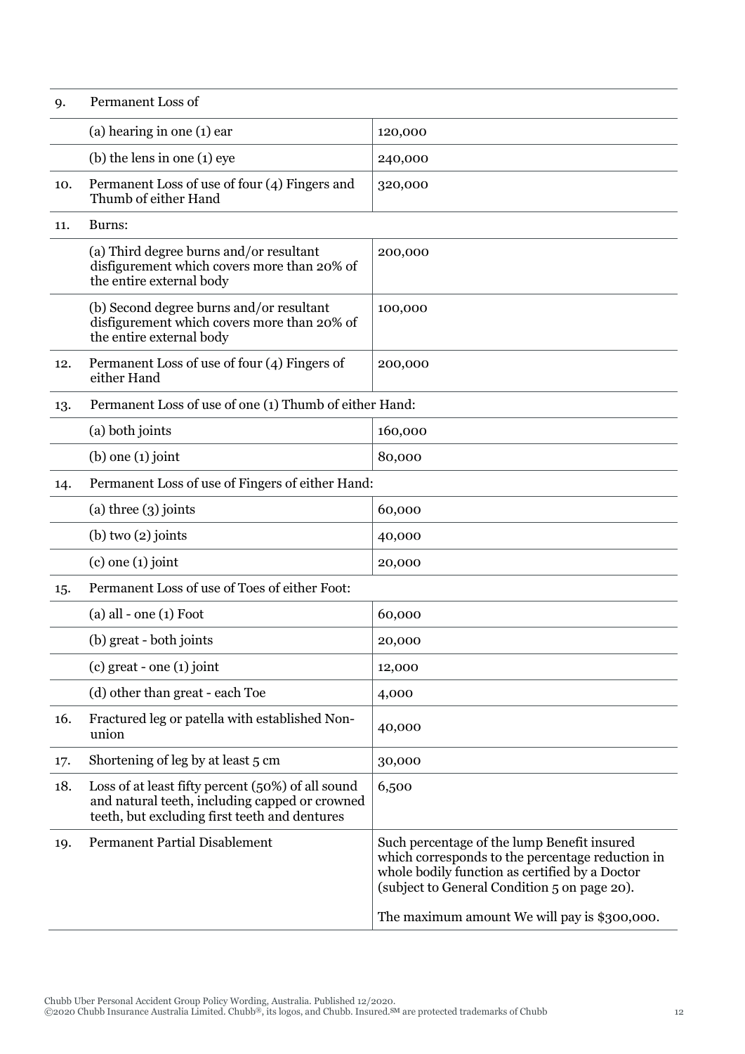| | | |
|---|---|---|
| 9. | Permanent Loss of | |
| | (a) hearing in one (1) ear | 120,000 |
| | (b) the lens in one (1) eye | 240,000 |
| 10. | Permanent Loss of use of four (4) Fingers and Thumb of either Hand | 320,000 |
| 11. | Burns: | |
| | (a) Third degree burns and/or resultant disfigurement which covers more than 20% of the entire external body | 200,000 |
| | (b) Second degree burns and/or resultant disfigurement which covers more than 20% of the entire external body | 100,000 |
| 12. | Permanent Loss of use of four (4) Fingers of either Hand | 200,000 |
| 13. | Permanent Loss of use of one (1) Thumb of either Hand: | |
| | (a) both joints | 160,000 |
| | (b) one (1) joint | 80,000 |
| 14. | Permanent Loss of use of Fingers of either Hand: | |
| | (a) three (3) joints | 60,000 |
| | (b) two (2) joints | 40,000 |
| | (c) one (1) joint | 20,000 |
| 15. | Permanent Loss of use of Toes of either Foot: | |
| | (a) all - one (1) Foot | 60,000 |
| | (b) great - both joints | 20,000 |
| | (c) great - one (1) joint | 12,000 |
| | (d) other than great - each Toe | 4,000 |
| 16. | Fractured leg or patella with established Non-union | 40,000 |
| 17. | Shortening of leg by at least 5 cm | 30,000 |
| 18. | Loss of at least fifty percent (50%) of all sound and natural teeth, including capped or crowned teeth, but excluding first teeth and dentures | 6,500 |
| 19. | Permanent Partial Disablement | Such percentage of the lump Benefit insured which corresponds to the percentage reduction in whole bodily function as certified by a Doctor (subject to General Condition 5 on page 20). The maximum amount We will pay is $300,000. |

Chubb Uber Personal Accident Group Policy Wording, Australia. Published 12/2020.
©2020 Chubb Insurance Australia Limited. Chubb®, its logos, and Chubb. Insured.℠ are protected trademarks of Chubb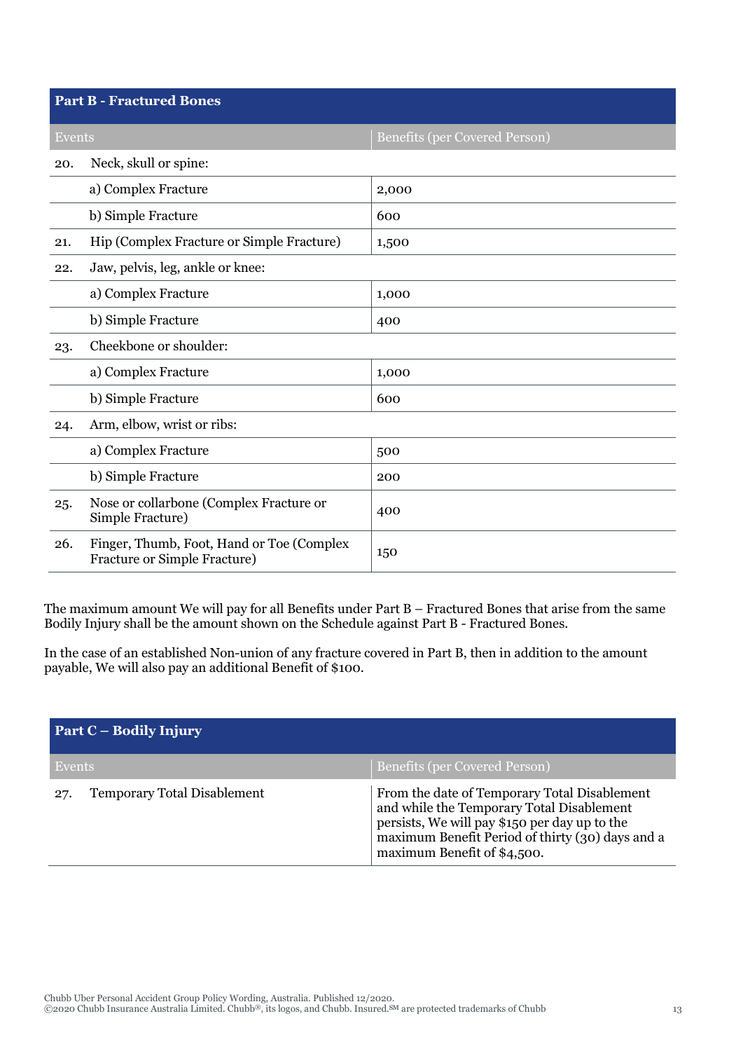## Part B - Fractured Bones

| Events | | Benefits (per Covered Person) |
|---|---|---|
| 20. | Neck, skull or spine: | |
| | a) Complex Fracture | 2,000 |
| | b) Simple Fracture | 600 |
| 21. | Hip (Complex Fracture or Simple Fracture) | 1,500 |
| 22. | Jaw, pelvis, leg, ankle or knee: | |
| | a) Complex Fracture | 1,000 |
| | b) Simple Fracture | 400 |
| 23. | Cheekbone or shoulder: | |
| | a) Complex Fracture | 1,000 |
| | b) Simple Fracture | 600 |
| 24. | Arm, elbow, wrist or ribs: | |
| | a) Complex Fracture | 500 |
| | b) Simple Fracture | 200 |
| 25. | Nose or collarbone (Complex Fracture or Simple Fracture) | 400 |
| 26. | Finger, Thumb, Foot, Hand or Toe (Complex Fracture or Simple Fracture) | 150 |

The maximum amount We will pay for all Benefits under Part B – Fractured Bones that arise from the same Bodily Injury shall be the amount shown on the Schedule against Part B - Fractured Bones.

In the case of an established Non-union of any fracture covered in Part B, then in addition to the amount payable, We will also pay an additional Benefit of $100.

## Part C – Bodily Injury

| Events | | Benefits (per Covered Person) |
|---|---|---|
| 27. | Temporary Total Disablement | From the date of Temporary Total Disablement and while the Temporary Total Disablement persists, We will pay $150 per day up to the maximum Benefit Period of thirty (30) days and a maximum Benefit of $4,500. |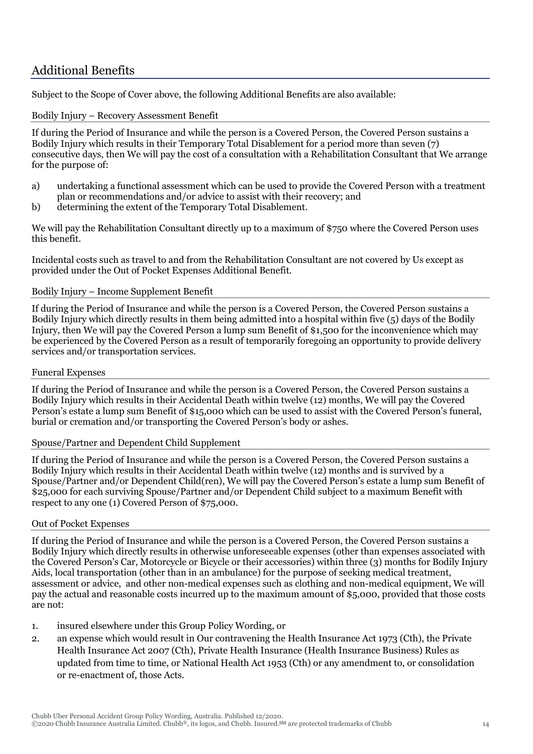## Additional Benefits

Subject to the Scope of Cover above, the following Additional Benefits are also available:

### Bodily Injury – Recovery Assessment Benefit

If during the Period of Insurance and while the person is a Covered Person, the Covered Person sustains a Bodily Injury which results in their Temporary Total Disablement for a period more than seven (7) consecutive days, then We will pay the cost of a consultation with a Rehabilitation Consultant that We arrange for the purpose of:

a) undertaking a functional assessment which can be used to provide the Covered Person with a treatment plan or recommendations and/or advice to assist with their recovery; and
b) determining the extent of the Temporary Total Disablement.

We will pay the Rehabilitation Consultant directly up to a maximum of $750 where the Covered Person uses this benefit.

Incidental costs such as travel to and from the Rehabilitation Consultant are not covered by Us except as provided under the Out of Pocket Expenses Additional Benefit.

### Bodily Injury – Income Supplement Benefit

If during the Period of Insurance and while the person is a Covered Person, the Covered Person sustains a Bodily Injury which directly results in them being admitted into a hospital within five (5) days of the Bodily Injury, then We will pay the Covered Person a lump sum Benefit of $1,500 for the inconvenience which may be experienced by the Covered Person as a result of temporarily foregoing an opportunity to provide delivery services and/or transportation services.

### Funeral Expenses

If during the Period of Insurance and while the person is a Covered Person, the Covered Person sustains a Bodily Injury which results in their Accidental Death within twelve (12) months, We will pay the Covered Person's estate a lump sum Benefit of $15,000 which can be used to assist with the Covered Person's funeral, burial or cremation and/or transporting the Covered Person's body or ashes.

### Spouse/Partner and Dependent Child Supplement

If during the Period of Insurance and while the person is a Covered Person, the Covered Person sustains a Bodily Injury which results in their Accidental Death within twelve (12) months and is survived by a Spouse/Partner and/or Dependent Child(ren), We will pay the Covered Person's estate a lump sum Benefit of $25,000 for each surviving Spouse/Partner and/or Dependent Child subject to a maximum Benefit with respect to any one (1) Covered Person of $75,000.

### Out of Pocket Expenses

If during the Period of Insurance and while the person is a Covered Person, the Covered Person sustains a Bodily Injury which directly results in otherwise unforeseeable expenses (other than expenses associated with the Covered Person's Car, Motorcycle or Bicycle or their accessories) within three (3) months for Bodily Injury Aids, local transportation (other than in an ambulance) for the purpose of seeking medical treatment, assessment or advice, and other non-medical expenses such as clothing and non-medical equipment, We will pay the actual and reasonable costs incurred up to the maximum amount of $5,000, provided that those costs are not:

1. insured elsewhere under this Group Policy Wording, or
2. an expense which would result in Our contravening the Health Insurance Act 1973 (Cth), the Private Health Insurance Act 2007 (Cth), Private Health Insurance (Health Insurance Business) Rules as updated from time to time, or National Health Act 1953 (Cth) or any amendment to, or consolidation or re-enactment of, those Acts.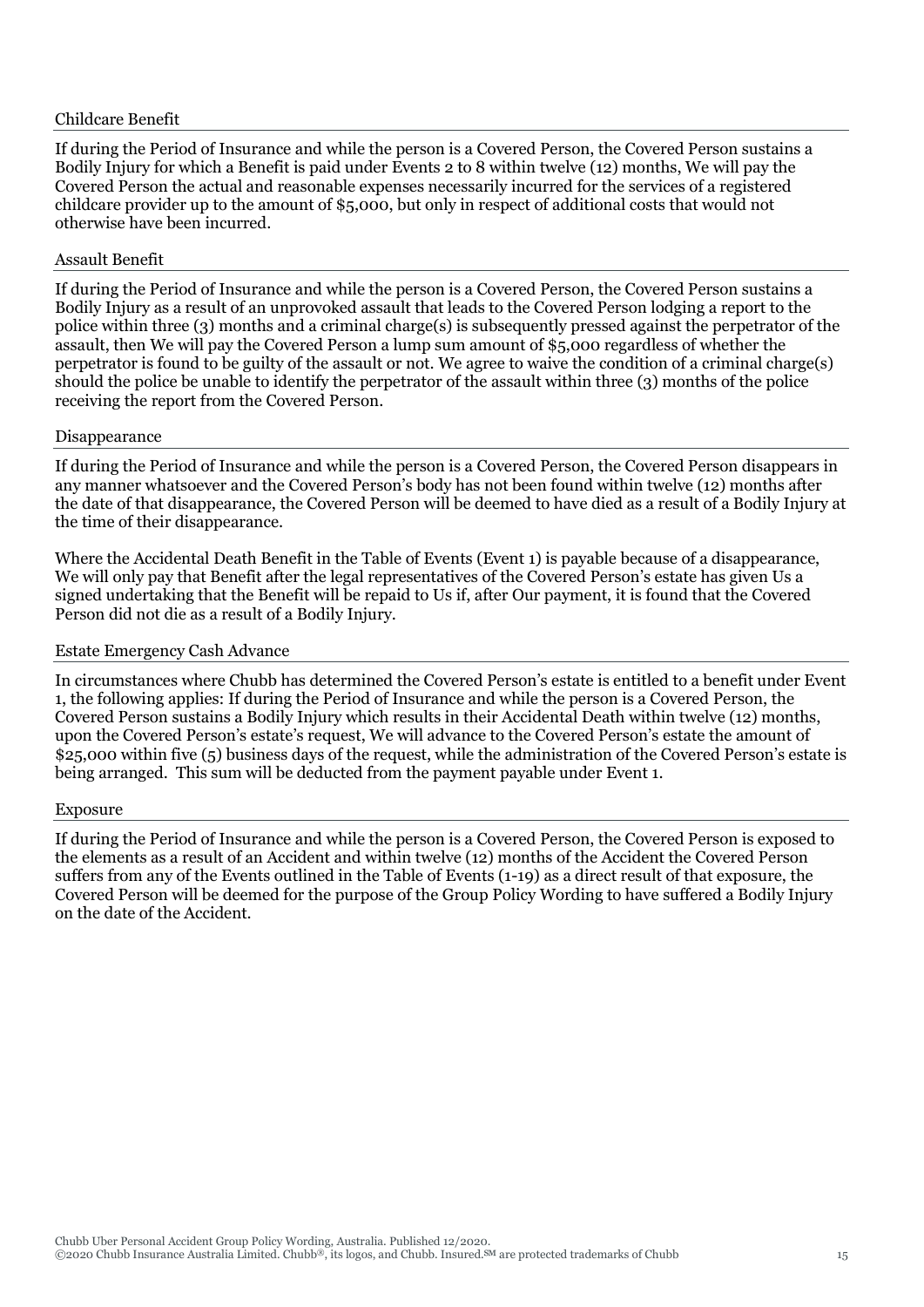### Childcare Benefit

If during the Period of Insurance and while the person is a Covered Person, the Covered Person sustains a Bodily Injury for which a Benefit is paid under Events 2 to 8 within twelve (12) months, We will pay the Covered Person the actual and reasonable expenses necessarily incurred for the services of a registered childcare provider up to the amount of $5,000, but only in respect of additional costs that would not otherwise have been incurred.

### Assault Benefit

If during the Period of Insurance and while the person is a Covered Person, the Covered Person sustains a Bodily Injury as a result of an unprovoked assault that leads to the Covered Person lodging a report to the police within three (3) months and a criminal charge(s) is subsequently pressed against the perpetrator of the assault, then We will pay the Covered Person a lump sum amount of $5,000 regardless of whether the perpetrator is found to be guilty of the assault or not. We agree to waive the condition of a criminal charge(s) should the police be unable to identify the perpetrator of the assault within three (3) months of the police receiving the report from the Covered Person.

### Disappearance

If during the Period of Insurance and while the person is a Covered Person, the Covered Person disappears in any manner whatsoever and the Covered Person's body has not been found within twelve (12) months after the date of that disappearance, the Covered Person will be deemed to have died as a result of a Bodily Injury at the time of their disappearance.

Where the Accidental Death Benefit in the Table of Events (Event 1) is payable because of a disappearance, We will only pay that Benefit after the legal representatives of the Covered Person's estate has given Us a signed undertaking that the Benefit will be repaid to Us if, after Our payment, it is found that the Covered Person did not die as a result of a Bodily Injury.

### Estate Emergency Cash Advance

In circumstances where Chubb has determined the Covered Person's estate is entitled to a benefit under Event 1, the following applies: If during the Period of Insurance and while the person is a Covered Person, the Covered Person sustains a Bodily Injury which results in their Accidental Death within twelve (12) months, upon the Covered Person's estate's request, We will advance to the Covered Person's estate the amount of $25,000 within five (5) business days of the request, while the administration of the Covered Person's estate is being arranged. This sum will be deducted from the payment payable under Event 1.

### Exposure

If during the Period of Insurance and while the person is a Covered Person, the Covered Person is exposed to the elements as a result of an Accident and within twelve (12) months of the Accident the Covered Person suffers from any of the Events outlined in the Table of Events (1-19) as a direct result of that exposure, the Covered Person will be deemed for the purpose of the Group Policy Wording to have suffered a Bodily Injury on the date of the Accident.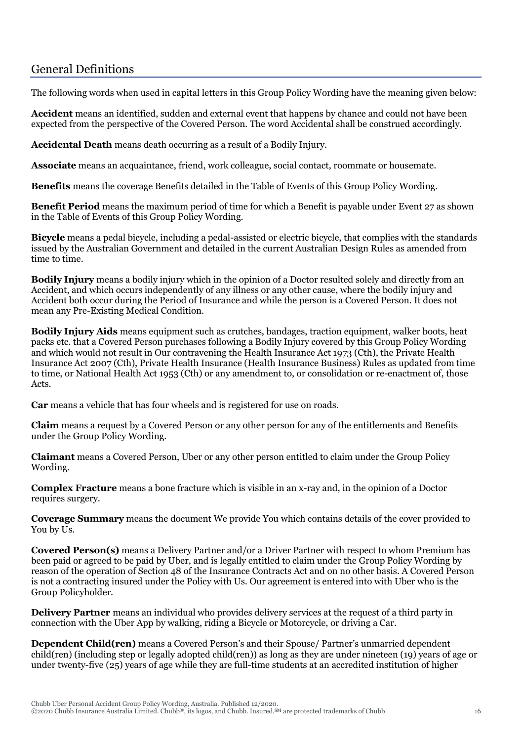## General Definitions

The following words when used in capital letters in this Group Policy Wording have the meaning given below:

**Accident** means an identified, sudden and external event that happens by chance and could not have been expected from the perspective of the Covered Person. The word Accidental shall be construed accordingly.

**Accidental Death** means death occurring as a result of a Bodily Injury.

**Associate** means an acquaintance, friend, work colleague, social contact, roommate or housemate.

**Benefits** means the coverage Benefits detailed in the Table of Events of this Group Policy Wording.

**Benefit Period** means the maximum period of time for which a Benefit is payable under Event 27 as shown in the Table of Events of this Group Policy Wording.

**Bicycle** means a pedal bicycle, including a pedal-assisted or electric bicycle, that complies with the standards issued by the Australian Government and detailed in the current Australian Design Rules as amended from time to time.

**Bodily Injury** means a bodily injury which in the opinion of a Doctor resulted solely and directly from an Accident, and which occurs independently of any illness or any other cause, where the bodily injury and Accident both occur during the Period of Insurance and while the person is a Covered Person. It does not mean any Pre-Existing Medical Condition.

**Bodily Injury Aids** means equipment such as crutches, bandages, traction equipment, walker boots, heat packs etc. that a Covered Person purchases following a Bodily Injury covered by this Group Policy Wording and which would not result in Our contravening the Health Insurance Act 1973 (Cth), the Private Health Insurance Act 2007 (Cth), Private Health Insurance (Health Insurance Business) Rules as updated from time to time, or National Health Act 1953 (Cth) or any amendment to, or consolidation or re-enactment of, those Acts.

**Car** means a vehicle that has four wheels and is registered for use on roads.

**Claim** means a request by a Covered Person or any other person for any of the entitlements and Benefits under the Group Policy Wording.

**Claimant** means a Covered Person, Uber or any other person entitled to claim under the Group Policy Wording.

**Complex Fracture** means a bone fracture which is visible in an x-ray and, in the opinion of a Doctor requires surgery.

**Coverage Summary** means the document We provide You which contains details of the cover provided to You by Us.

**Covered Person(s)** means a Delivery Partner and/or a Driver Partner with respect to whom Premium has been paid or agreed to be paid by Uber, and is legally entitled to claim under the Group Policy Wording by reason of the operation of Section 48 of the Insurance Contracts Act and on no other basis. A Covered Person is not a contracting insured under the Policy with Us. Our agreement is entered into with Uber who is the Group Policyholder.

**Delivery Partner** means an individual who provides delivery services at the request of a third party in connection with the Uber App by walking, riding a Bicycle or Motorcycle, or driving a Car.

**Dependent Child(ren)** means a Covered Person's and their Spouse/ Partner's unmarried dependent child(ren) (including step or legally adopted child(ren)) as long as they are under nineteen (19) years of age or under twenty-five (25) years of age while they are full-time students at an accredited institution of higher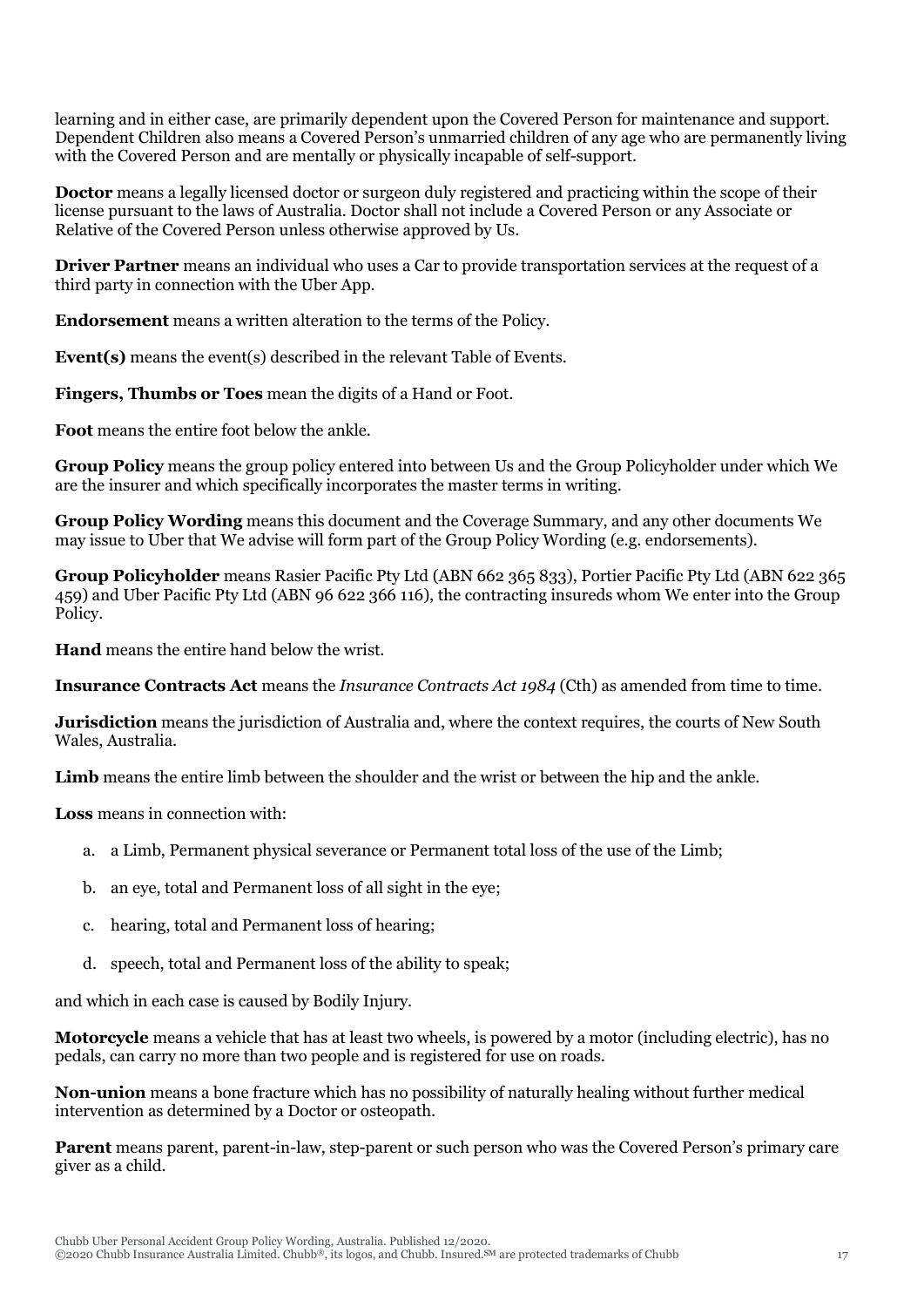learning and in either case, are primarily dependent upon the Covered Person for maintenance and support. Dependent Children also means a Covered Person's unmarried children of any age who are permanently living with the Covered Person and are mentally or physically incapable of self-support.

**Doctor** means a legally licensed doctor or surgeon duly registered and practicing within the scope of their license pursuant to the laws of Australia. Doctor shall not include a Covered Person or any Associate or Relative of the Covered Person unless otherwise approved by Us.

**Driver Partner** means an individual who uses a Car to provide transportation services at the request of a third party in connection with the Uber App.

**Endorsement** means a written alteration to the terms of the Policy.

**Event(s)** means the event(s) described in the relevant Table of Events.

**Fingers, Thumbs or Toes** mean the digits of a Hand or Foot.

**Foot** means the entire foot below the ankle.

**Group Policy** means the group policy entered into between Us and the Group Policyholder under which We are the insurer and which specifically incorporates the master terms in writing.

**Group Policy Wording** means this document and the Coverage Summary, and any other documents We may issue to Uber that We advise will form part of the Group Policy Wording (e.g. endorsements).

**Group Policyholder** means Rasier Pacific Pty Ltd (ABN 662 365 833), Portier Pacific Pty Ltd (ABN 622 365 459) and Uber Pacific Pty Ltd (ABN 96 622 366 116), the contracting insureds whom We enter into the Group Policy.

**Hand** means the entire hand below the wrist.

**Insurance Contracts Act** means the *Insurance Contracts Act 1984* (Cth) as amended from time to time.

**Jurisdiction** means the jurisdiction of Australia and, where the context requires, the courts of New South Wales, Australia.

**Limb** means the entire limb between the shoulder and the wrist or between the hip and the ankle.

**Loss** means in connection with:

a. a Limb, Permanent physical severance or Permanent total loss of the use of the Limb;

b. an eye, total and Permanent loss of all sight in the eye;

c. hearing, total and Permanent loss of hearing;

d. speech, total and Permanent loss of the ability to speak;

and which in each case is caused by Bodily Injury.

**Motorcycle** means a vehicle that has at least two wheels, is powered by a motor (including electric), has no pedals, can carry no more than two people and is registered for use on roads.

**Non-union** means a bone fracture which has no possibility of naturally healing without further medical intervention as determined by a Doctor or osteopath.

**Parent** means parent, parent-in-law, step-parent or such person who was the Covered Person's primary care giver as a child.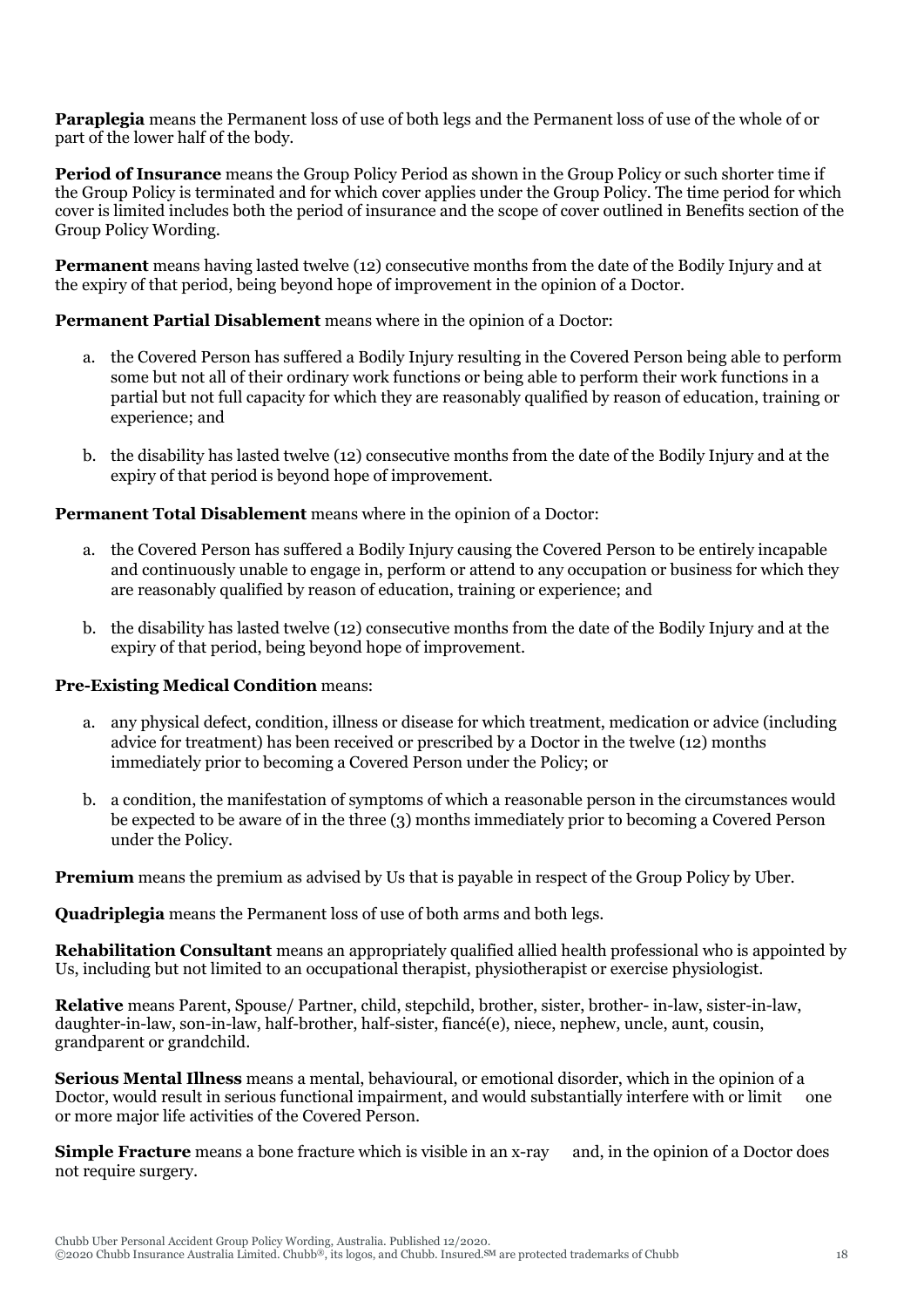**Paraplegia** means the Permanent loss of use of both legs and the Permanent loss of use of the whole of or part of the lower half of the body.

**Period of Insurance** means the Group Policy Period as shown in the Group Policy or such shorter time if the Group Policy is terminated and for which cover applies under the Group Policy. The time period for which cover is limited includes both the period of insurance and the scope of cover outlined in Benefits section of the Group Policy Wording.

**Permanent** means having lasted twelve (12) consecutive months from the date of the Bodily Injury and at the expiry of that period, being beyond hope of improvement in the opinion of a Doctor.

**Permanent Partial Disablement** means where in the opinion of a Doctor:

a. the Covered Person has suffered a Bodily Injury resulting in the Covered Person being able to perform some but not all of their ordinary work functions or being able to perform their work functions in a partial but not full capacity for which they are reasonably qualified by reason of education, training or experience; and

b. the disability has lasted twelve (12) consecutive months from the date of the Bodily Injury and at the expiry of that period is beyond hope of improvement.

**Permanent Total Disablement** means where in the opinion of a Doctor:

a. the Covered Person has suffered a Bodily Injury causing the Covered Person to be entirely incapable and continuously unable to engage in, perform or attend to any occupation or business for which they are reasonably qualified by reason of education, training or experience; and

b. the disability has lasted twelve (12) consecutive months from the date of the Bodily Injury and at the expiry of that period, being beyond hope of improvement.

**Pre-Existing Medical Condition** means:

a. any physical defect, condition, illness or disease for which treatment, medication or advice (including advice for treatment) has been received or prescribed by a Doctor in the twelve (12) months immediately prior to becoming a Covered Person under the Policy; or

b. a condition, the manifestation of symptoms of which a reasonable person in the circumstances would be expected to be aware of in the three (3) months immediately prior to becoming a Covered Person under the Policy.

**Premium** means the premium as advised by Us that is payable in respect of the Group Policy by Uber.

**Quadriplegia** means the Permanent loss of use of both arms and both legs.

**Rehabilitation Consultant** means an appropriately qualified allied health professional who is appointed by Us, including but not limited to an occupational therapist, physiotherapist or exercise physiologist.

**Relative** means Parent, Spouse/ Partner, child, stepchild, brother, sister, brother- in-law, sister-in-law, daughter-in-law, son-in-law, half-brother, half-sister, fiancé(e), niece, nephew, uncle, aunt, cousin, grandparent or grandchild.

**Serious Mental Illness** means a mental, behavioural, or emotional disorder, which in the opinion of a Doctor, would result in serious functional impairment, and would substantially interfere with or limit one or more major life activities of the Covered Person.

**Simple Fracture** means a bone fracture which is visible in an x-ray and, in the opinion of a Doctor does not require surgery.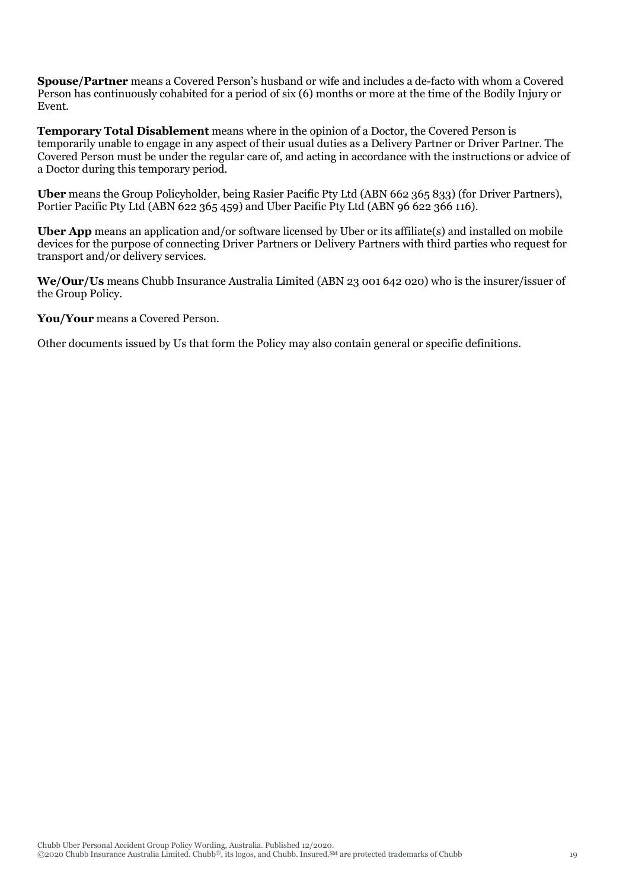**Spouse/Partner** means a Covered Person's husband or wife and includes a de-facto with whom a Covered Person has continuously cohabited for a period of six (6) months or more at the time of the Bodily Injury or Event.

**Temporary Total Disablement** means where in the opinion of a Doctor, the Covered Person is temporarily unable to engage in any aspect of their usual duties as a Delivery Partner or Driver Partner. The Covered Person must be under the regular care of, and acting in accordance with the instructions or advice of a Doctor during this temporary period.

**Uber** means the Group Policyholder, being Rasier Pacific Pty Ltd (ABN 662 365 833) (for Driver Partners), Portier Pacific Pty Ltd (ABN 622 365 459) and Uber Pacific Pty Ltd (ABN 96 622 366 116).

**Uber App** means an application and/or software licensed by Uber or its affiliate(s) and installed on mobile devices for the purpose of connecting Driver Partners or Delivery Partners with third parties who request for transport and/or delivery services.

**We/Our/Us** means Chubb Insurance Australia Limited (ABN 23 001 642 020) who is the insurer/issuer of the Group Policy.

**You/Your** means a Covered Person.

Other documents issued by Us that form the Policy may also contain general or specific definitions.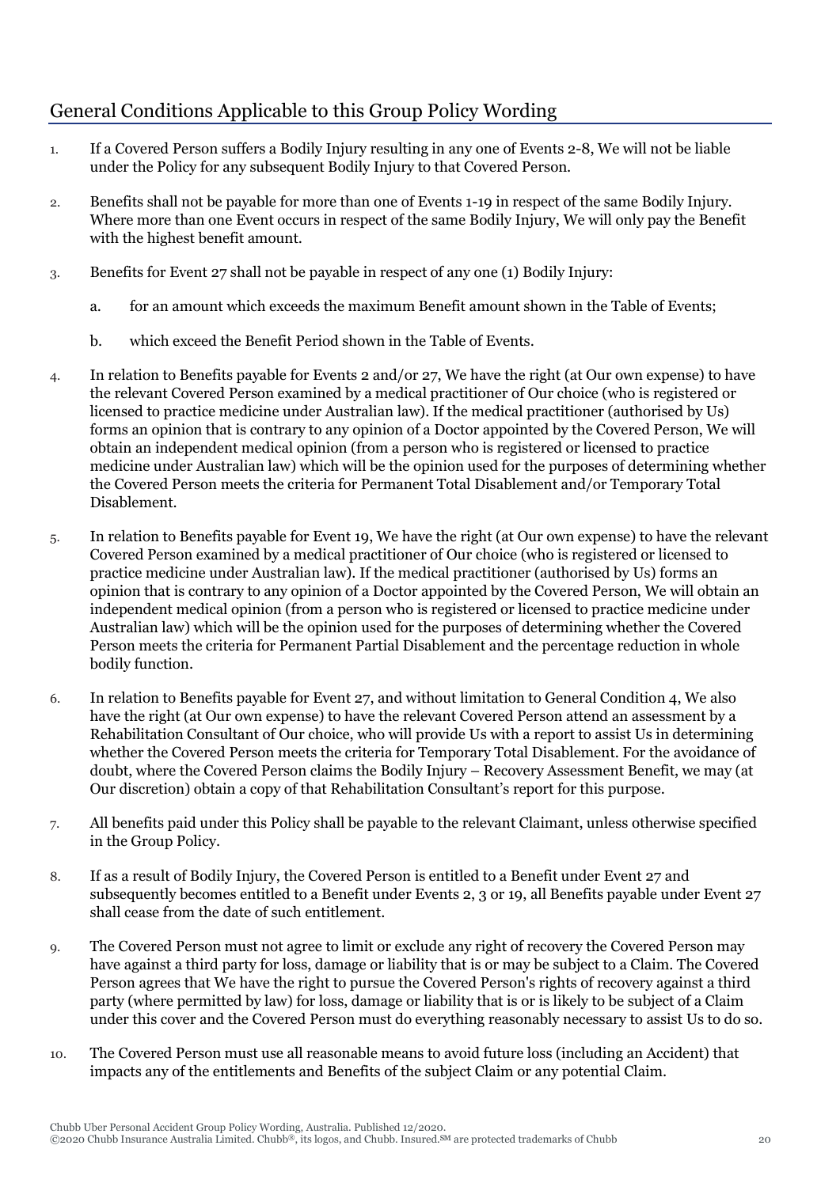## General Conditions Applicable to this Group Policy Wording

1. If a Covered Person suffers a Bodily Injury resulting in any one of Events 2-8, We will not be liable under the Policy for any subsequent Bodily Injury to that Covered Person.

2. Benefits shall not be payable for more than one of Events 1-19 in respect of the same Bodily Injury. Where more than one Event occurs in respect of the same Bodily Injury, We will only pay the Benefit with the highest benefit amount.

3. Benefits for Event 27 shall not be payable in respect of any one (1) Bodily Injury:

    a. for an amount which exceeds the maximum Benefit amount shown in the Table of Events;

    b. which exceed the Benefit Period shown in the Table of Events.

4. In relation to Benefits payable for Events 2 and/or 27, We have the right (at Our own expense) to have the relevant Covered Person examined by a medical practitioner of Our choice (who is registered or licensed to practice medicine under Australian law). If the medical practitioner (authorised by Us) forms an opinion that is contrary to any opinion of a Doctor appointed by the Covered Person, We will obtain an independent medical opinion (from a person who is registered or licensed to practice medicine under Australian law) which will be the opinion used for the purposes of determining whether the Covered Person meets the criteria for Permanent Total Disablement and/or Temporary Total Disablement.

5. In relation to Benefits payable for Event 19, We have the right (at Our own expense) to have the relevant Covered Person examined by a medical practitioner of Our choice (who is registered or licensed to practice medicine under Australian law). If the medical practitioner (authorised by Us) forms an opinion that is contrary to any opinion of a Doctor appointed by the Covered Person, We will obtain an independent medical opinion (from a person who is registered or licensed to practice medicine under Australian law) which will be the opinion used for the purposes of determining whether the Covered Person meets the criteria for Permanent Partial Disablement and the percentage reduction in whole bodily function.

6. In relation to Benefits payable for Event 27, and without limitation to General Condition 4, We also have the right (at Our own expense) to have the relevant Covered Person attend an assessment by a Rehabilitation Consultant of Our choice, who will provide Us with a report to assist Us in determining whether the Covered Person meets the criteria for Temporary Total Disablement. For the avoidance of doubt, where the Covered Person claims the Bodily Injury – Recovery Assessment Benefit, we may (at Our discretion) obtain a copy of that Rehabilitation Consultant's report for this purpose.

7. All benefits paid under this Policy shall be payable to the relevant Claimant, unless otherwise specified in the Group Policy.

8. If as a result of Bodily Injury, the Covered Person is entitled to a Benefit under Event 27 and subsequently becomes entitled to a Benefit under Events 2, 3 or 19, all Benefits payable under Event 27 shall cease from the date of such entitlement.

9. The Covered Person must not agree to limit or exclude any right of recovery the Covered Person may have against a third party for loss, damage or liability that is or may be subject to a Claim. The Covered Person agrees that We have the right to pursue the Covered Person's rights of recovery against a third party (where permitted by law) for loss, damage or liability that is or is likely to be subject of a Claim under this cover and the Covered Person must do everything reasonably necessary to assist Us to do so.

10. The Covered Person must use all reasonable means to avoid future loss (including an Accident) that impacts any of the entitlements and Benefits of the subject Claim or any potential Claim.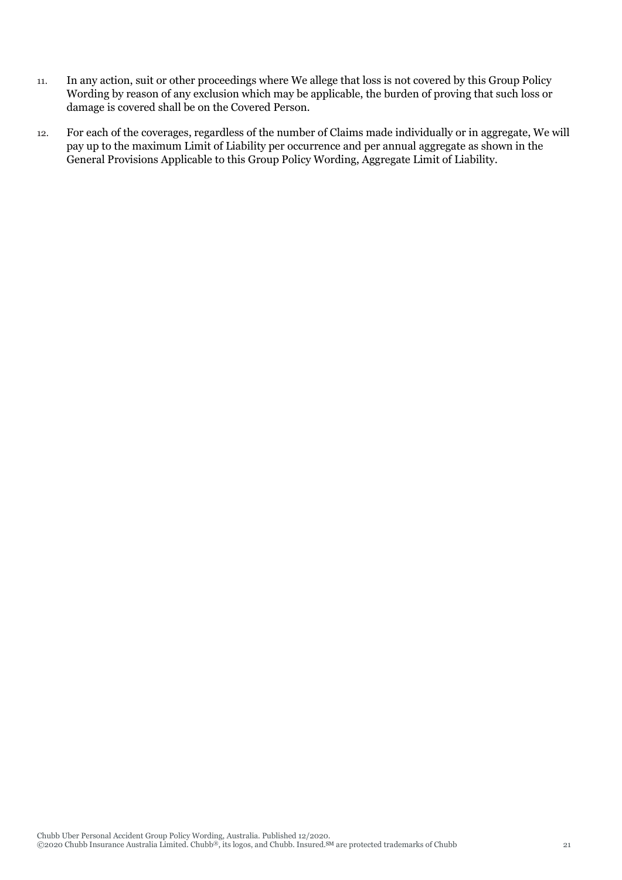11. In any action, suit or other proceedings where We allege that loss is not covered by this Group Policy Wording by reason of any exclusion which may be applicable, the burden of proving that such loss or damage is covered shall be on the Covered Person.
12. For each of the coverages, regardless of the number of Claims made individually or in aggregate, We will pay up to the maximum Limit of Liability per occurrence and per annual aggregate as shown in the General Provisions Applicable to this Group Policy Wording, Aggregate Limit of Liability.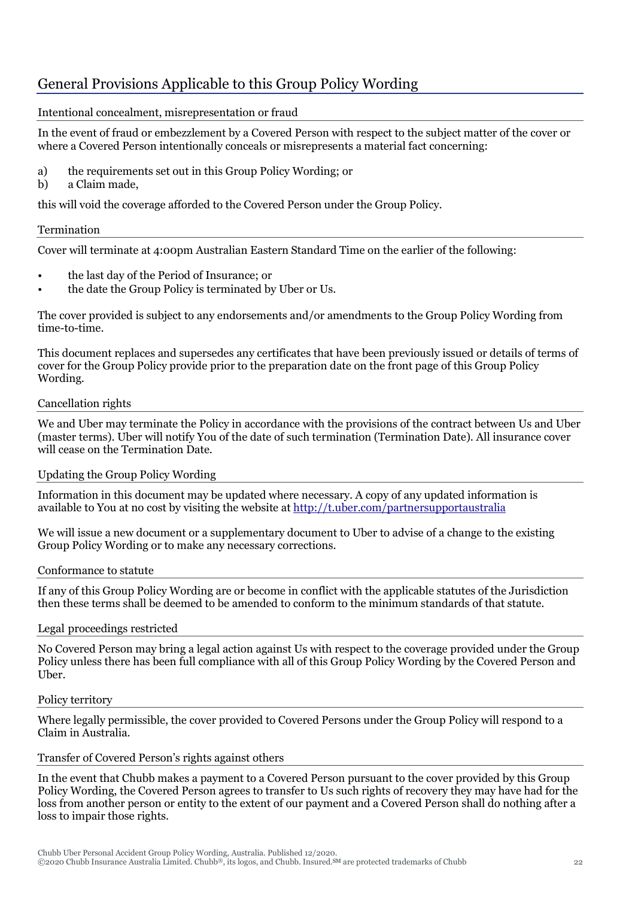## General Provisions Applicable to this Group Policy Wording

### Intentional concealment, misrepresentation or fraud

In the event of fraud or embezzlement by a Covered Person with respect to the subject matter of the cover or where a Covered Person intentionally conceals or misrepresents a material fact concerning:

a) the requirements set out in this Group Policy Wording; or
b) a Claim made,

this will void the coverage afforded to the Covered Person under the Group Policy.

### Termination

Cover will terminate at 4:00pm Australian Eastern Standard Time on the earlier of the following:

- the last day of the Period of Insurance; or
- the date the Group Policy is terminated by Uber or Us.

The cover provided is subject to any endorsements and/or amendments to the Group Policy Wording from time-to-time.

This document replaces and supersedes any certificates that have been previously issued or details of terms of cover for the Group Policy provide prior to the preparation date on the front page of this Group Policy Wording.

### Cancellation rights

We and Uber may terminate the Policy in accordance with the provisions of the contract between Us and Uber (master terms). Uber will notify You of the date of such termination (Termination Date). All insurance cover will cease on the Termination Date.

### Updating the Group Policy Wording

Information in this document may be updated where necessary. A copy of any updated information is available to You at no cost by visiting the website at http://t.uber.com/partnersupportaustralia

We will issue a new document or a supplementary document to Uber to advise of a change to the existing Group Policy Wording or to make any necessary corrections.

### Conformance to statute

If any of this Group Policy Wording are or become in conflict with the applicable statutes of the Jurisdiction then these terms shall be deemed to be amended to conform to the minimum standards of that statute.

### Legal proceedings restricted

No Covered Person may bring a legal action against Us with respect to the coverage provided under the Group Policy unless there has been full compliance with all of this Group Policy Wording by the Covered Person and Uber.

### Policy territory

Where legally permissible, the cover provided to Covered Persons under the Group Policy will respond to a Claim in Australia.

### Transfer of Covered Person's rights against others

In the event that Chubb makes a payment to a Covered Person pursuant to the cover provided by this Group Policy Wording, the Covered Person agrees to transfer to Us such rights of recovery they may have had for the loss from another person or entity to the extent of our payment and a Covered Person shall do nothing after a loss to impair those rights.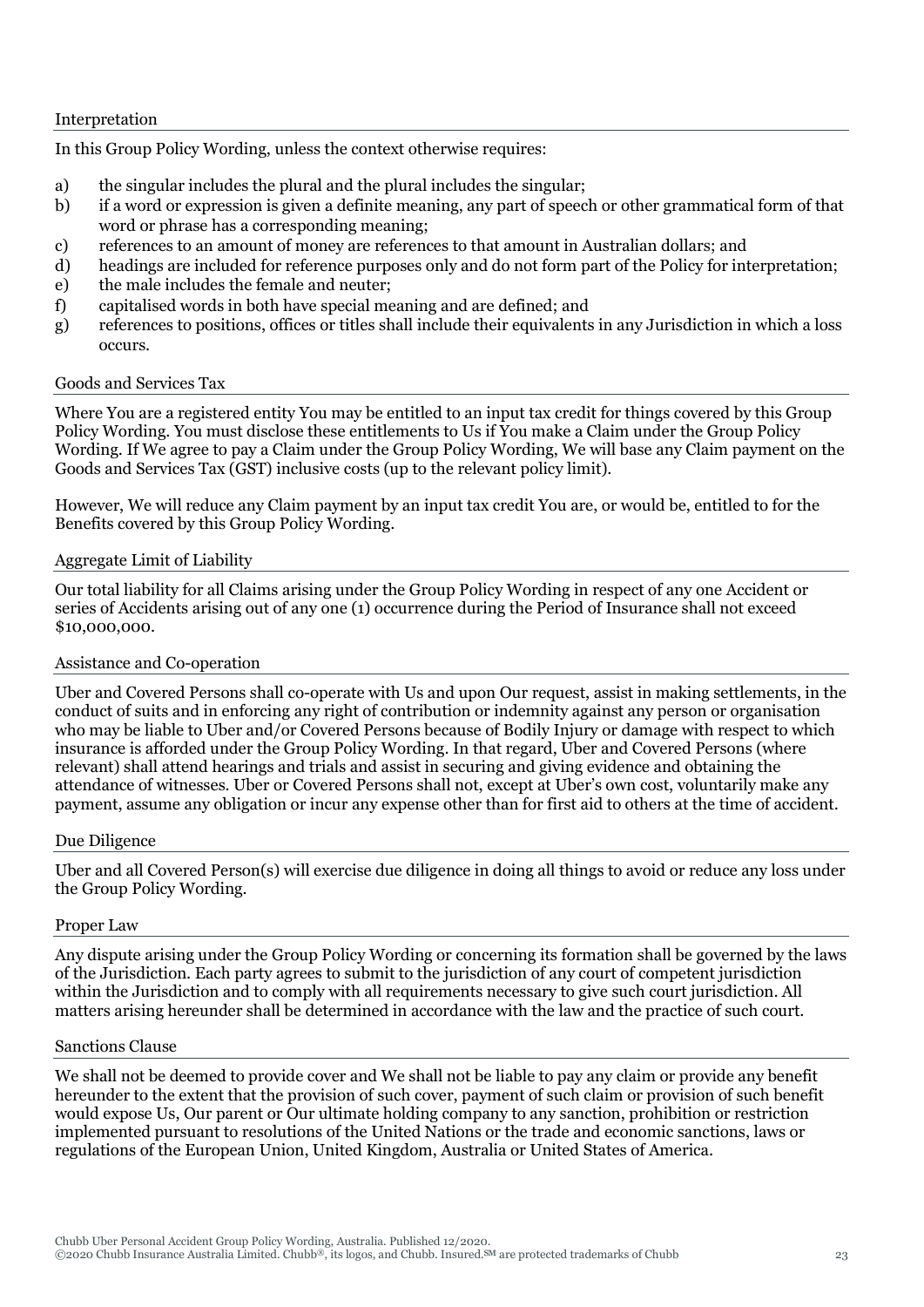## Interpretation

In this Group Policy Wording, unless the context otherwise requires:

a) the singular includes the plural and the plural includes the singular;
b) if a word or expression is given a definite meaning, any part of speech or other grammatical form of that word or phrase has a corresponding meaning;
c) references to an amount of money are references to that amount in Australian dollars; and
d) headings are included for reference purposes only and do not form part of the Policy for interpretation;
e) the male includes the female and neuter;
f) capitalised words in both have special meaning and are defined; and
g) references to positions, offices or titles shall include their equivalents in any Jurisdiction in which a loss occurs.

## Goods and Services Tax

Where You are a registered entity You may be entitled to an input tax credit for things covered by this Group Policy Wording. You must disclose these entitlements to Us if You make a Claim under the Group Policy Wording. If We agree to pay a Claim under the Group Policy Wording, We will base any Claim payment on the Goods and Services Tax (GST) inclusive costs (up to the relevant policy limit).

However, We will reduce any Claim payment by an input tax credit You are, or would be, entitled to for the Benefits covered by this Group Policy Wording.

## Aggregate Limit of Liability

Our total liability for all Claims arising under the Group Policy Wording in respect of any one Accident or series of Accidents arising out of any one (1) occurrence during the Period of Insurance shall not exceed $10,000,000.

## Assistance and Co-operation

Uber and Covered Persons shall co-operate with Us and upon Our request, assist in making settlements, in the conduct of suits and in enforcing any right of contribution or indemnity against any person or organisation who may be liable to Uber and/or Covered Persons because of Bodily Injury or damage with respect to which insurance is afforded under the Group Policy Wording. In that regard, Uber and Covered Persons (where relevant) shall attend hearings and trials and assist in securing and giving evidence and obtaining the attendance of witnesses. Uber or Covered Persons shall not, except at Uber's own cost, voluntarily make any payment, assume any obligation or incur any expense other than for first aid to others at the time of accident.

## Due Diligence

Uber and all Covered Person(s) will exercise due diligence in doing all things to avoid or reduce any loss under the Group Policy Wording.

## Proper Law

Any dispute arising under the Group Policy Wording or concerning its formation shall be governed by the laws of the Jurisdiction. Each party agrees to submit to the jurisdiction of any court of competent jurisdiction within the Jurisdiction and to comply with all requirements necessary to give such court jurisdiction. All matters arising hereunder shall be determined in accordance with the law and the practice of such court.

## Sanctions Clause

We shall not be deemed to provide cover and We shall not be liable to pay any claim or provide any benefit hereunder to the extent that the provision of such cover, payment of such claim or provision of such benefit would expose Us, Our parent or Our ultimate holding company to any sanction, prohibition or restriction implemented pursuant to resolutions of the United Nations or the trade and economic sanctions, laws or regulations of the European Union, United Kingdom, Australia or United States of America.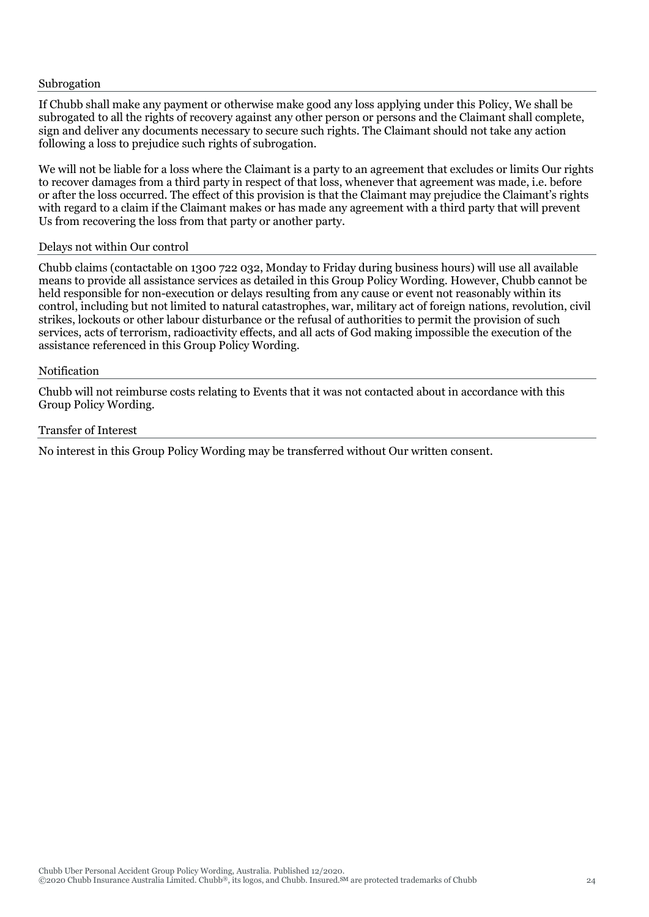### Subrogation

If Chubb shall make any payment or otherwise make good any loss applying under this Policy, We shall be subrogated to all the rights of recovery against any other person or persons and the Claimant shall complete, sign and deliver any documents necessary to secure such rights. The Claimant should not take any action following a loss to prejudice such rights of subrogation.

We will not be liable for a loss where the Claimant is a party to an agreement that excludes or limits Our rights to recover damages from a third party in respect of that loss, whenever that agreement was made, i.e. before or after the loss occurred. The effect of this provision is that the Claimant may prejudice the Claimant's rights with regard to a claim if the Claimant makes or has made any agreement with a third party that will prevent Us from recovering the loss from that party or another party.

### Delays not within Our control

Chubb claims (contactable on 1300 722 032, Monday to Friday during business hours) will use all available means to provide all assistance services as detailed in this Group Policy Wording. However, Chubb cannot be held responsible for non-execution or delays resulting from any cause or event not reasonably within its control, including but not limited to natural catastrophes, war, military act of foreign nations, revolution, civil strikes, lockouts or other labour disturbance or the refusal of authorities to permit the provision of such services, acts of terrorism, radioactivity effects, and all acts of God making impossible the execution of the assistance referenced in this Group Policy Wording.

### Notification

Chubb will not reimburse costs relating to Events that it was not contacted about in accordance with this Group Policy Wording.

### Transfer of Interest

No interest in this Group Policy Wording may be transferred without Our written consent.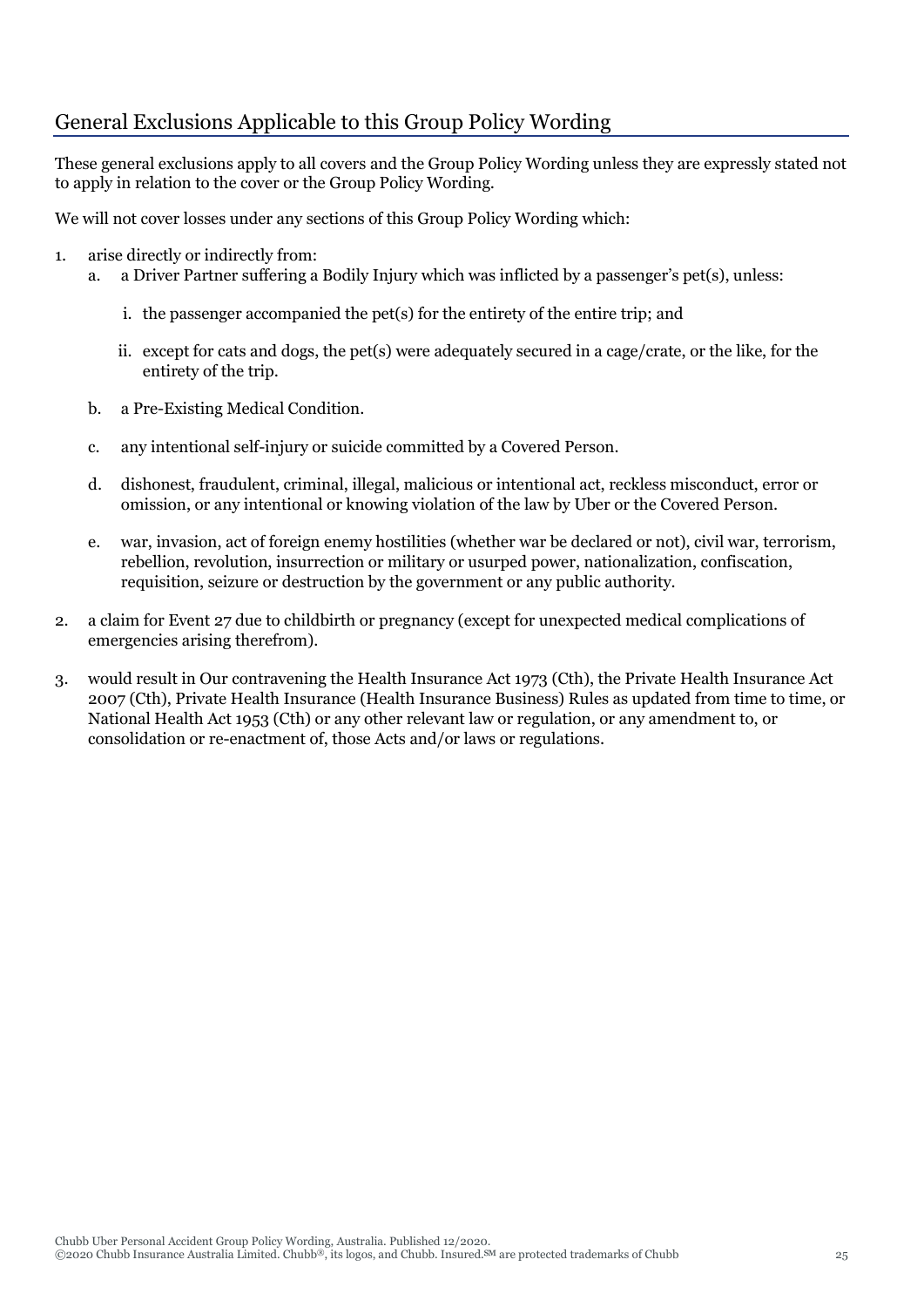## General Exclusions Applicable to this Group Policy Wording

These general exclusions apply to all covers and the Group Policy Wording unless they are expressly stated not to apply in relation to the cover or the Group Policy Wording.

We will not cover losses under any sections of this Group Policy Wording which:

1. arise directly or indirectly from:
   a. a Driver Partner suffering a Bodily Injury which was inflicted by a passenger's pet(s), unless:
      i. the passenger accompanied the pet(s) for the entirety of the entire trip; and
      ii. except for cats and dogs, the pet(s) were adequately secured in a cage/crate, or the like, for the entirety of the trip.

   b. a Pre-Existing Medical Condition.

   c. any intentional self-injury or suicide committed by a Covered Person.

   d. dishonest, fraudulent, criminal, illegal, malicious or intentional act, reckless misconduct, error or omission, or any intentional or knowing violation of the law by Uber or the Covered Person.

   e. war, invasion, act of foreign enemy hostilities (whether war be declared or not), civil war, terrorism, rebellion, revolution, insurrection or military or usurped power, nationalization, confiscation, requisition, seizure or destruction by the government or any public authority.

2. a claim for Event 27 due to childbirth or pregnancy (except for unexpected medical complications of emergencies arising therefrom).

3. would result in Our contravening the Health Insurance Act 1973 (Cth), the Private Health Insurance Act 2007 (Cth), Private Health Insurance (Health Insurance Business) Rules as updated from time to time, or National Health Act 1953 (Cth) or any other relevant law or regulation, or any amendment to, or consolidation or re-enactment of, those Acts and/or laws or regulations.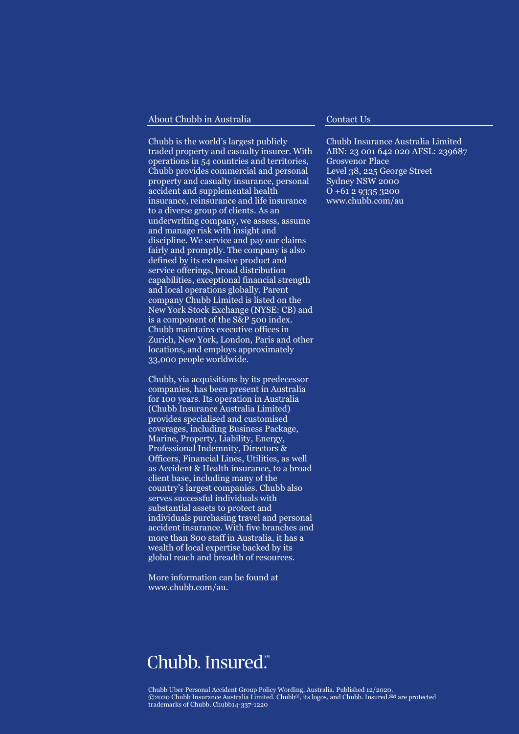## About Chubb in Australia

Chubb is the world's largest publicly traded property and casualty insurer. With operations in 54 countries and territories, Chubb provides commercial and personal property and casualty insurance, personal accident and supplemental health insurance, reinsurance and life insurance to a diverse group of clients. As an underwriting company, we assess, assume and manage risk with insight and discipline. We service and pay our claims fairly and promptly. The company is also defined by its extensive product and service offerings, broad distribution capabilities, exceptional financial strength and local operations globally. Parent company Chubb Limited is listed on the New York Stock Exchange (NYSE: CB) and is a component of the S&P 500 index. Chubb maintains executive offices in Zurich, New York, London, Paris and other locations, and employs approximately 33,000 people worldwide.

Chubb, via acquisitions by its predecessor companies, has been present in Australia for 100 years. Its operation in Australia (Chubb Insurance Australia Limited) provides specialised and customised coverages, including Business Package, Marine, Property, Liability, Energy, Professional Indemnity, Directors & Officers, Financial Lines, Utilities, as well as Accident & Health insurance, to a broad client base, including many of the country's largest companies. Chubb also serves successful individuals with substantial assets to protect and individuals purchasing travel and personal accident insurance. With five branches and more than 800 staff in Australia, it has a wealth of local expertise backed by its global reach and breadth of resources.

More information can be found at www.chubb.com/au.

## Contact Us

Chubb Insurance Australia Limited
ABN: 23 001 642 020 AFSL: 239687
Grosvenor Place
Level 38, 225 George Street
Sydney NSW 2000
O +61 2 9335 3200
www.chubb.com/au

Chubb. Insured.℠

Chubb Uber Personal Accident Group Policy Wording, Australia. Published 12/2020.
©2020 Chubb Insurance Australia Limited. Chubb®, its logos, and Chubb. Insured.℠ are protected trademarks of Chubb. Chubb14-337-1220